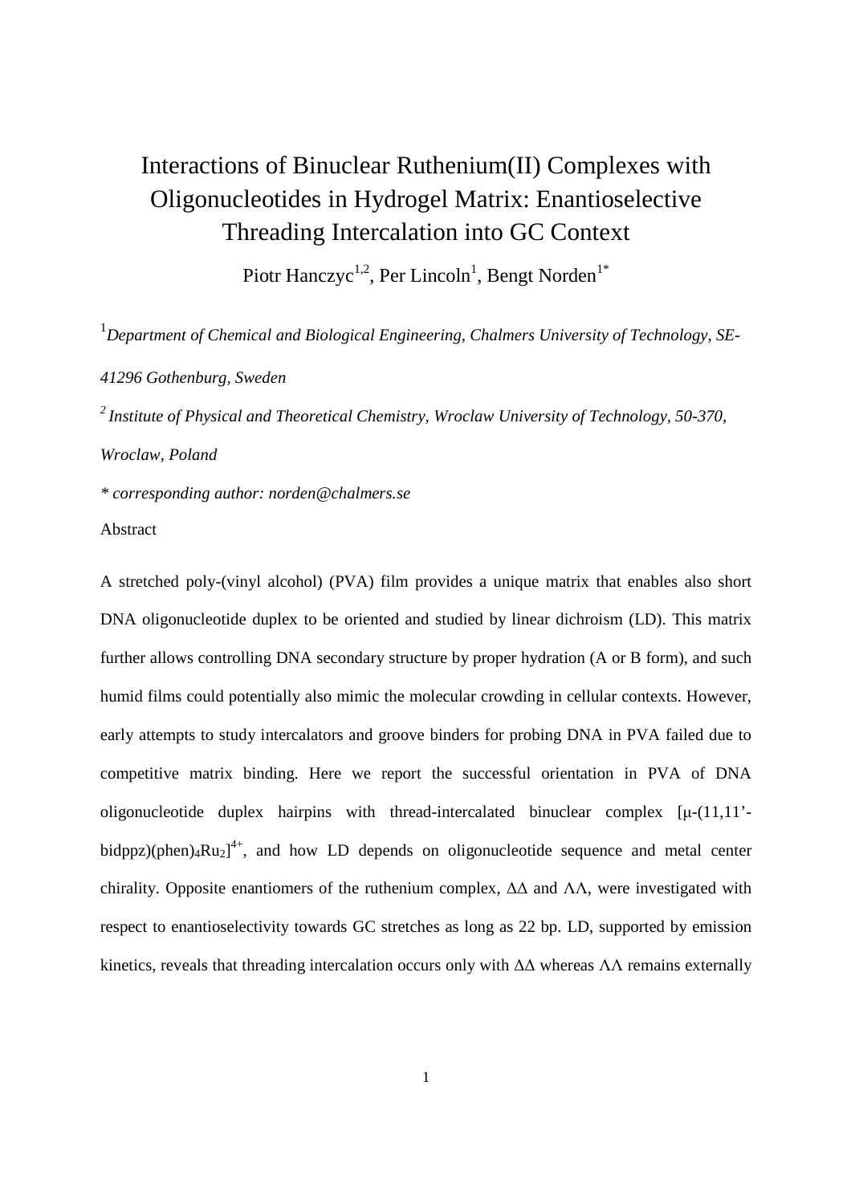# Interactions of Binuclear Ruthenium(II) Complexes with Oligonucleotides in Hydrogel Matrix: Enantioselective Threading Intercalation into GC Context

Piotr Hanczyc[1,2], Per Lincoln[1], Bengt Norden[1*]

[1] *Department of Chemical and Biological Engineering, Chalmers University of Technology, SE-41296 Gothenburg, Sweden*

[2] *Institute of Physical and Theoretical Chemistry, Wroclaw University of Technology, 50-370, Wroclaw, Poland*

*\* corresponding author: norden@chalmers.se*

Abstract

A stretched poly-(vinyl alcohol) (PVA) film provides a unique matrix that enables also short DNA oligonucleotide duplex to be oriented and studied by linear dichroism (LD). This matrix further allows controlling DNA secondary structure by proper hydration (A or B form), and such humid films could potentially also mimic the molecular crowding in cellular contexts. However, early attempts to study intercalators and groove binders for probing DNA in PVA failed due to competitive matrix binding. Here we report the successful orientation in PVA of DNA oligonucleotide duplex hairpins with thread-intercalated binuclear complex [μ-(11,11'-bidppz)(phen)$_4$Ru$_2$]$^{4+}$, and how LD depends on oligonucleotide sequence and metal center chirality. Opposite enantiomers of the ruthenium complex, ΔΔ and ΛΛ, were investigated with respect to enantioselectivity towards GC stretches as long as 22 bp. LD, supported by emission kinetics, reveals that threading intercalation occurs only with ΔΔ whereas ΛΛ remains externally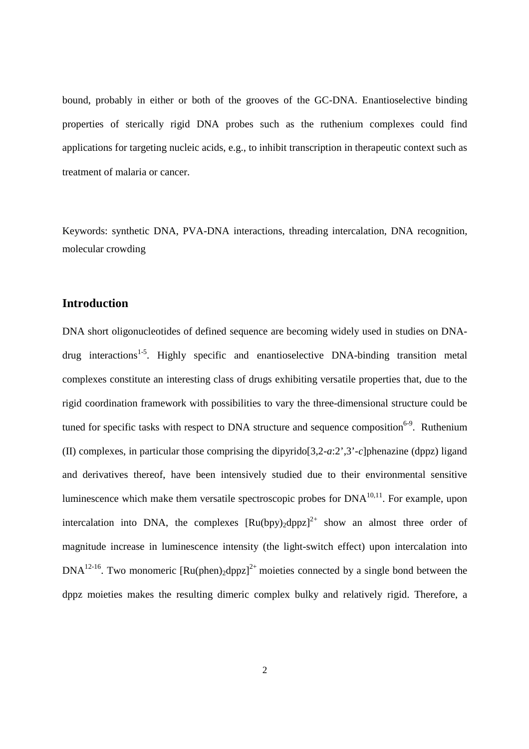bound, probably in either or both of the grooves of the GC-DNA. Enantioselective binding properties of sterically rigid DNA probes such as the ruthenium complexes could find applications for targeting nucleic acids, e.g., to inhibit transcription in therapeutic context such as treatment of malaria or cancer.

Keywords: synthetic DNA, PVA-DNA interactions, threading intercalation, DNA recognition, molecular crowding

## Introduction

DNA short oligonucleotides of defined sequence are becoming widely used in studies on DNA-drug interactions[1-5]. Highly specific and enantioselective DNA-binding transition metal complexes constitute an interesting class of drugs exhibiting versatile properties that, due to the rigid coordination framework with possibilities to vary the three-dimensional structure could be tuned for specific tasks with respect to DNA structure and sequence composition[6-9]. Ruthenium (II) complexes, in particular those comprising the dipyrido[3,2-*a*:2',3'-*c*]phenazine (dppz) ligand and derivatives thereof, have been intensively studied due to their environmental sensitive luminescence which make them versatile spectroscopic probes for DNA[10,11]. For example, upon intercalation into DNA, the complexes $[Ru(bpy)_2dppz]^{2+}$ show an almost three order of magnitude increase in luminescence intensity (the light-switch effect) upon intercalation into DNA[12-16]. Two monomeric $[Ru(phen)_2dppz]^{2+}$ moieties connected by a single bond between the dppz moieties makes the resulting dimeric complex bulky and relatively rigid. Therefore, a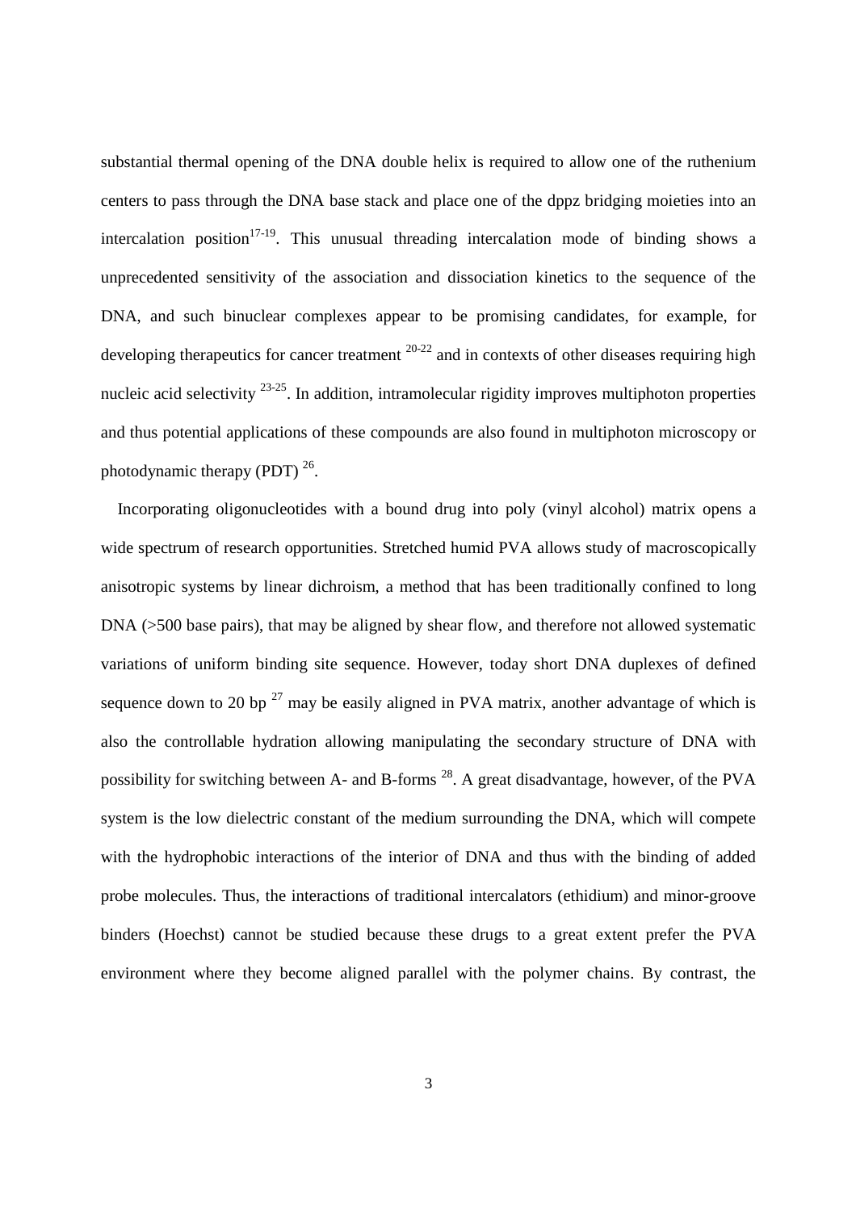substantial thermal opening of the DNA double helix is required to allow one of the ruthenium centers to pass through the DNA base stack and place one of the dppz bridging moieties into an intercalation position[17-19]. This unusual threading intercalation mode of binding shows a unprecedented sensitivity of the association and dissociation kinetics to the sequence of the DNA, and such binuclear complexes appear to be promising candidates, for example, for developing therapeutics for cancer treatment [20-22] and in contexts of other diseases requiring high nucleic acid selectivity [23-25]. In addition, intramolecular rigidity improves multiphoton properties and thus potential applications of these compounds are also found in multiphoton microscopy or photodynamic therapy (PDT) [26].

Incorporating oligonucleotides with a bound drug into poly (vinyl alcohol) matrix opens a wide spectrum of research opportunities. Stretched humid PVA allows study of macroscopically anisotropic systems by linear dichroism, a method that has been traditionally confined to long DNA (>500 base pairs), that may be aligned by shear flow, and therefore not allowed systematic variations of uniform binding site sequence. However, today short DNA duplexes of defined sequence down to 20 bp [27] may be easily aligned in PVA matrix, another advantage of which is also the controllable hydration allowing manipulating the secondary structure of DNA with possibility for switching between A- and B-forms [28]. A great disadvantage, however, of the PVA system is the low dielectric constant of the medium surrounding the DNA, which will compete with the hydrophobic interactions of the interior of DNA and thus with the binding of added probe molecules. Thus, the interactions of traditional intercalators (ethidium) and minor-groove binders (Hoechst) cannot be studied because these drugs to a great extent prefer the PVA environment where they become aligned parallel with the polymer chains. By contrast, the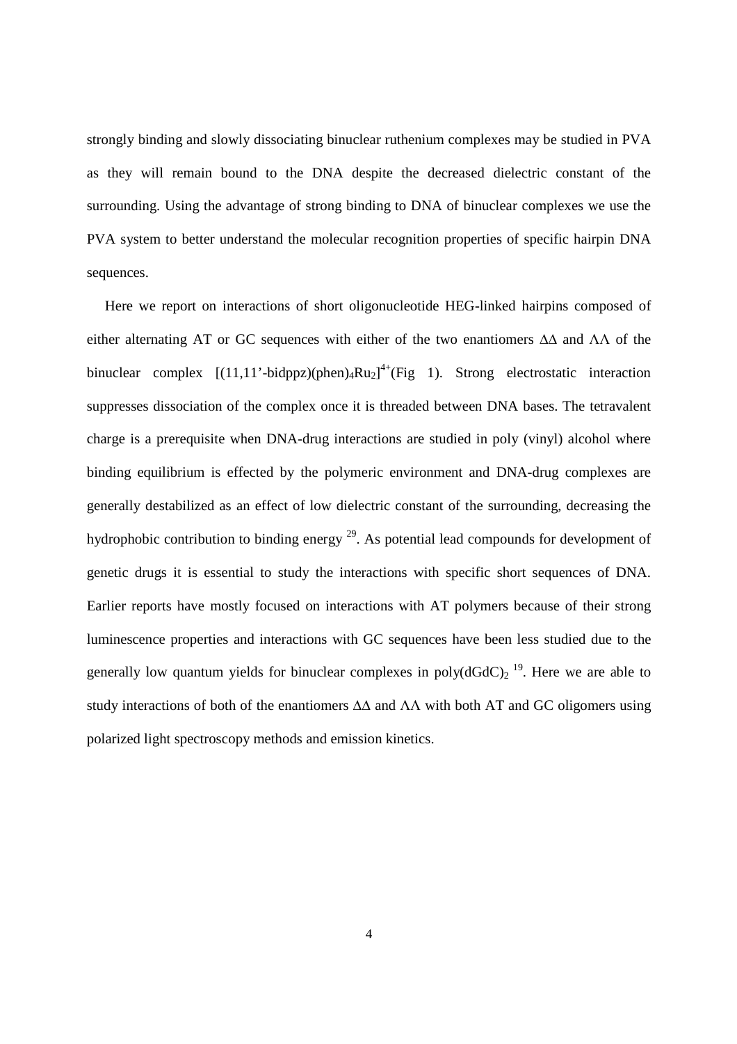strongly binding and slowly dissociating binuclear ruthenium complexes may be studied in PVA as they will remain bound to the DNA despite the decreased dielectric constant of the surrounding. Using the advantage of strong binding to DNA of binuclear complexes we use the PVA system to better understand the molecular recognition properties of specific hairpin DNA sequences.

Here we report on interactions of short oligonucleotide HEG-linked hairpins composed of either alternating AT or GC sequences with either of the two enantiomers ΔΔ and ΛΛ of the binuclear complex $[(11,11'\text{-bidppz})(\text{phen})_4\text{Ru}_2]^{4+}$(Fig 1). Strong electrostatic interaction suppresses dissociation of the complex once it is threaded between DNA bases. The tetravalent charge is a prerequisite when DNA-drug interactions are studied in poly (vinyl) alcohol where binding equilibrium is effected by the polymeric environment and DNA-drug complexes are generally destabilized as an effect of low dielectric constant of the surrounding, decreasing the hydrophobic contribution to binding energy [29]. As potential lead compounds for development of genetic drugs it is essential to study the interactions with specific short sequences of DNA. Earlier reports have mostly focused on interactions with AT polymers because of their strong luminescence properties and interactions with GC sequences have been less studied due to the generally low quantum yields for binuclear complexes in $\text{poly(dGdC)}_2$ [19]. Here we are able to study interactions of both of the enantiomers ΔΔ and ΛΛ with both AT and GC oligomers using polarized light spectroscopy methods and emission kinetics.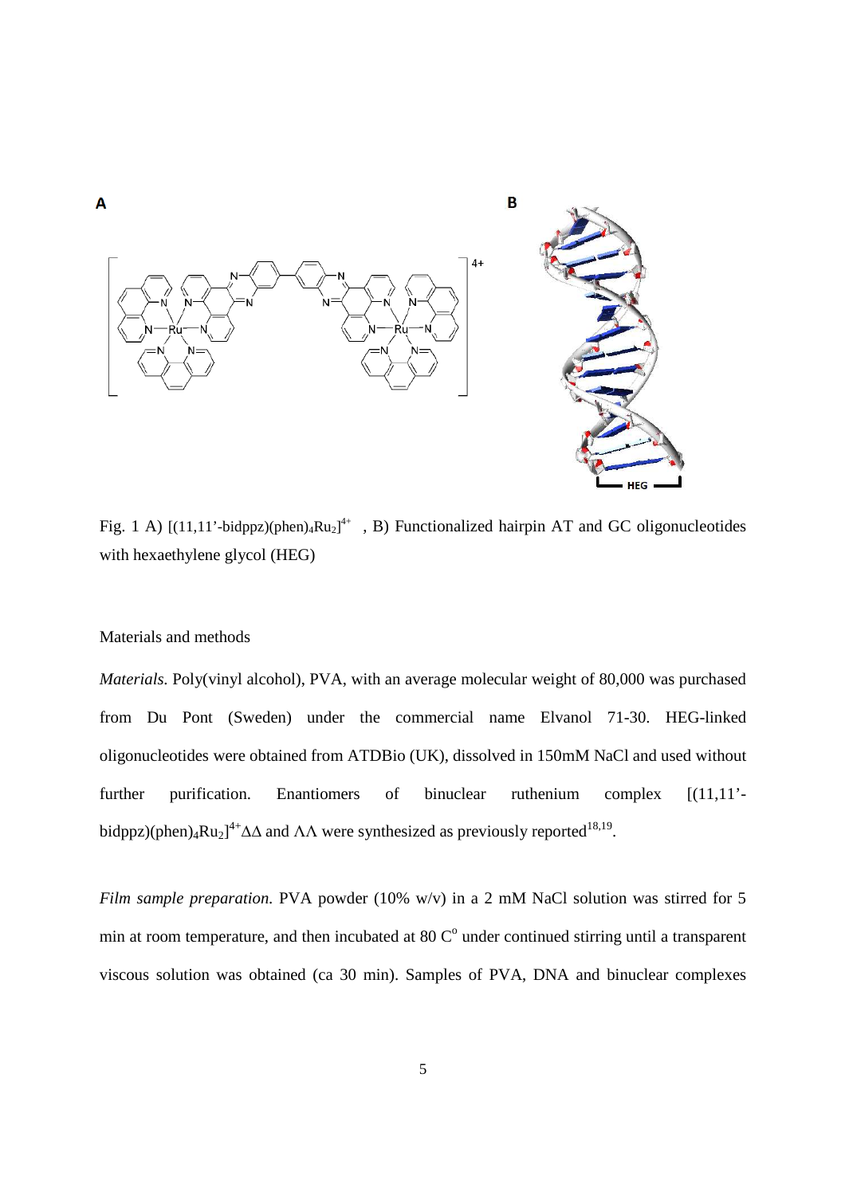Fig. 1 A) $[(11,11'\text{-bidppz})(phen)_4Ru_2]^{4+}$ , B) Functionalized hairpin AT and GC oligonucleotides with hexaethylene glycol (HEG)

Materials and methods

*Materials.* Poly(vinyl alcohol), PVA, with an average molecular weight of 80,000 was purchased from Du Pont (Sweden) under the commercial name Elvanol 71-30. HEG-linked oligonucleotides were obtained from ATDBio (UK), dissolved in 150mM NaCl and used without further purification. Enantiomers of binuclear ruthenium complex $[(11,11'\text{-bidppz})(phen)_4Ru_2]^{4+}$ $\Delta\Delta$ and $\Lambda\Lambda$ were synthesized as previously reported[18,19].

*Film sample preparation.* PVA powder (10% w/v) in a 2 mM NaCl solution was stirred for 5 min at room temperature, and then incubated at 80 C$^o$ under continued stirring until a transparent viscous solution was obtained (ca 30 min). Samples of PVA, DNA and binuclear complexes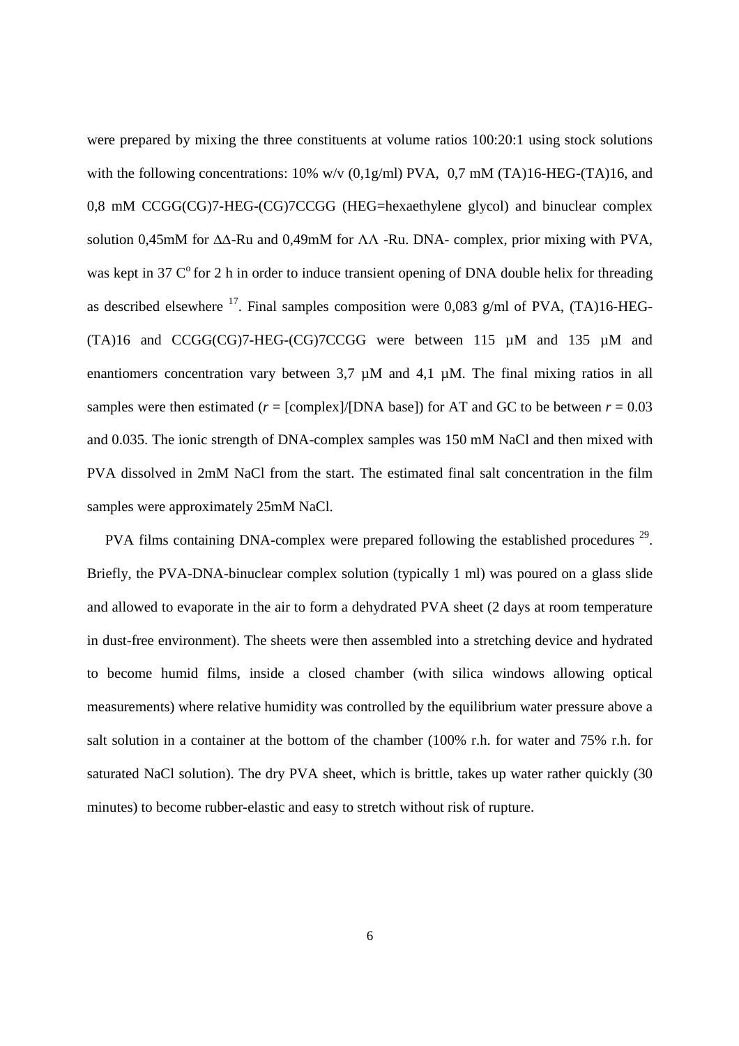were prepared by mixing the three constituents at volume ratios 100:20:1 using stock solutions with the following concentrations: 10% w/v (0,1g/ml) PVA, 0,7 mM (TA)16-HEG-(TA)16, and 0,8 mM CCGG(CG)7-HEG-(CG)7CCGG (HEG=hexaethylene glycol) and binuclear complex solution 0,45mM for ΔΔ-Ru and 0,49mM for ΛΛ -Ru. DNA- complex, prior mixing with PVA, was kept in 37 C$^{o}$ for 2 h in order to induce transient opening of DNA double helix for threading as described elsewhere [17]. Final samples composition were 0,083 g/ml of PVA, (TA)16-HEG-(TA)16 and CCGG(CG)7-HEG-(CG)7CCGG were between 115 µM and 135 µM and enantiomers concentration vary between 3,7 µM and 4,1 µM. The final mixing ratios in all samples were then estimated ($r$ = [complex]/[DNA base]) for AT and GC to be between $r = 0.03$ and 0.035. The ionic strength of DNA-complex samples was 150 mM NaCl and then mixed with PVA dissolved in 2mM NaCl from the start. The estimated final salt concentration in the film samples were approximately 25mM NaCl.

PVA films containing DNA-complex were prepared following the established procedures [29]. Briefly, the PVA-DNA-binuclear complex solution (typically 1 ml) was poured on a glass slide and allowed to evaporate in the air to form a dehydrated PVA sheet (2 days at room temperature in dust-free environment). The sheets were then assembled into a stretching device and hydrated to become humid films, inside a closed chamber (with silica windows allowing optical measurements) where relative humidity was controlled by the equilibrium water pressure above a salt solution in a container at the bottom of the chamber (100% r.h. for water and 75% r.h. for saturated NaCl solution). The dry PVA sheet, which is brittle, takes up water rather quickly (30 minutes) to become rubber-elastic and easy to stretch without risk of rupture.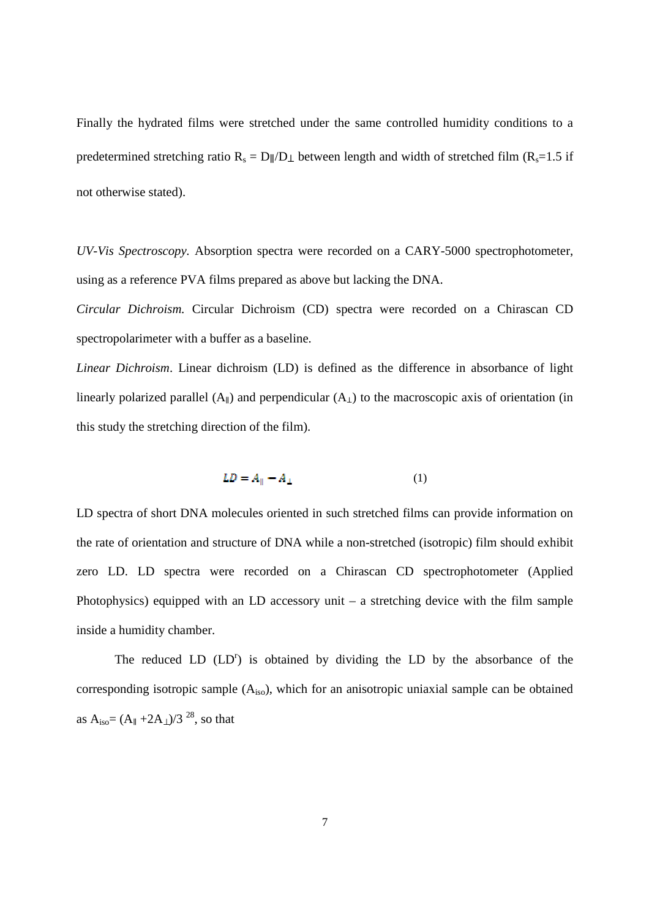Finally the hydrated films were stretched under the same controlled humidity conditions to a predetermined stretching ratio $R_s = D_{\parallel}/D_{\perp}$ between length and width of stretched film ($R_s$=1.5 if not otherwise stated).

*UV-Vis Spectroscopy*. Absorption spectra were recorded on a CARY-5000 spectrophotometer, using as a reference PVA films prepared as above but lacking the DNA.

*Circular Dichroism.* Circular Dichroism (CD) spectra were recorded on a Chirascan CD spectropolarimeter with a buffer as a baseline.

*Linear Dichroism*. Linear dichroism (LD) is defined as the difference in absorbance of light linearly polarized parallel ($A_{\parallel}$) and perpendicular ($A_{\perp}$) to the macroscopic axis of orientation (in this study the stretching direction of the film).

$$LD = A_{\parallel} - A_{\perp} \qquad (1)$$

LD spectra of short DNA molecules oriented in such stretched films can provide information on the rate of orientation and structure of DNA while a non-stretched (isotropic) film should exhibit zero LD. LD spectra were recorded on a Chirascan CD spectrophotometer (Applied Photophysics) equipped with an LD accessory unit – a stretching device with the film sample inside a humidity chamber.

The reduced LD ($LD^r$) is obtained by dividing the LD by the absorbance of the corresponding isotropic sample ($A_{iso}$), which for an anisotropic uniaxial sample can be obtained as $A_{iso} = (A_{\parallel} + 2A_{\perp})/3$ [28], so that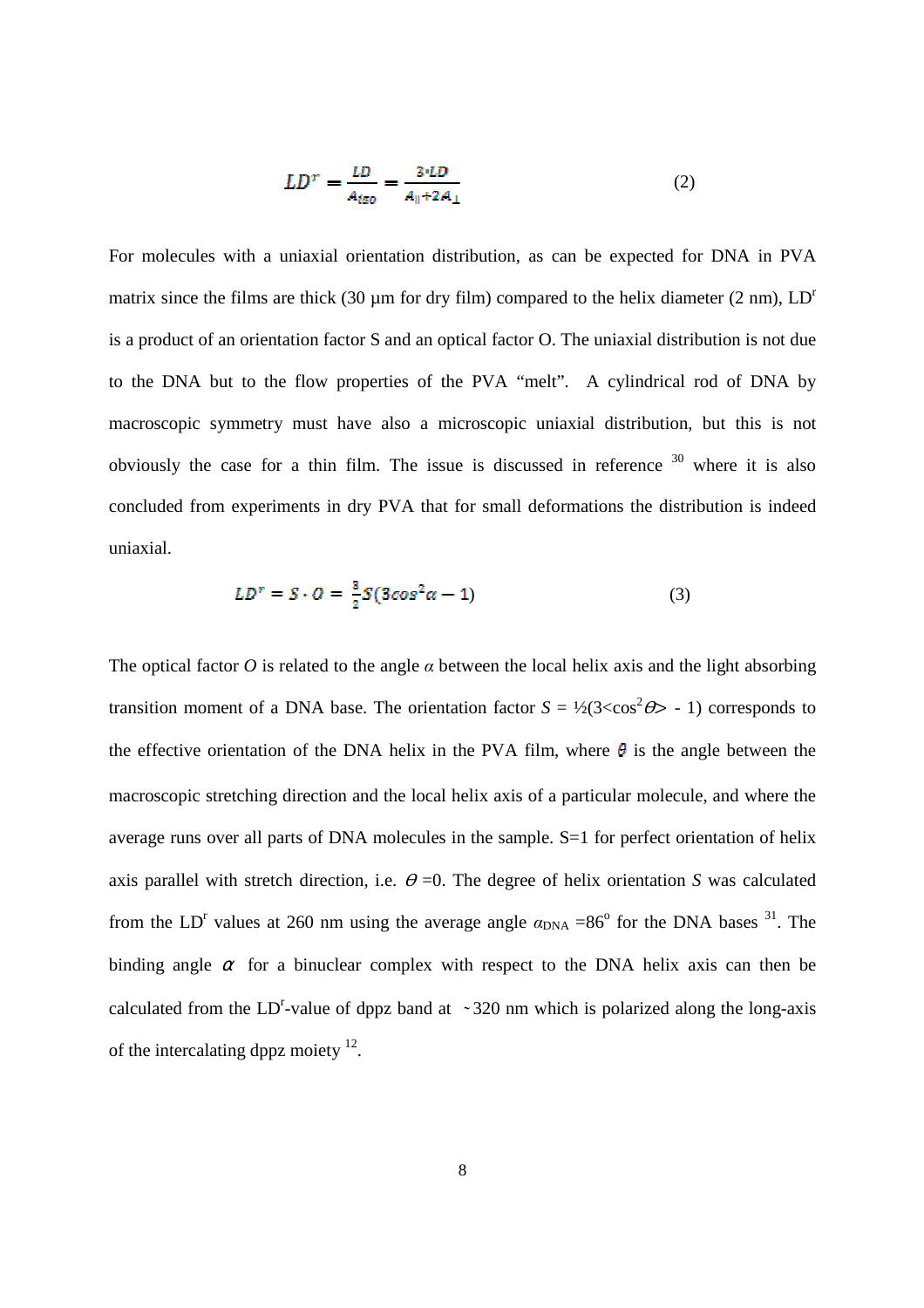$$LD^r = \frac{LD}{A_{iso}} = \frac{3 \cdot LD}{A_{\parallel} + 2A_{\perp}} \qquad (2)$$

For molecules with a uniaxial orientation distribution, as can be expected for DNA in PVA matrix since the films are thick (30 μm for dry film) compared to the helix diameter (2 nm), $LD^r$ is a product of an orientation factor S and an optical factor O. The uniaxial distribution is not due to the DNA but to the flow properties of the PVA "melt". A cylindrical rod of DNA by macroscopic symmetry must have also a microscopic uniaxial distribution, but this is not obviously the case for a thin film. The issue is discussed in reference [30] where it is also concluded from experiments in dry PVA that for small deformations the distribution is indeed uniaxial.

$$LD^r = S \cdot O = \frac{3}{2} S(3\cos^2\alpha - 1) \qquad (3)$$

The optical factor *O* is related to the angle $\alpha$ between the local helix axis and the light absorbing transition moment of a DNA base. The orientation factor $S = ½(3\langle\cos^2\theta\rangle - 1)$ corresponds to the effective orientation of the DNA helix in the PVA film, where $\theta$ is the angle between the macroscopic stretching direction and the local helix axis of a particular molecule, and where the average runs over all parts of DNA molecules in the sample. S=1 for perfect orientation of helix axis parallel with stretch direction, i.e. $\theta = 0$. The degree of helix orientation *S* was calculated from the $LD^r$ values at 260 nm using the average angle $\alpha_{DNA} = 86^o$ for the DNA bases [31]. The binding angle $\alpha$ for a binuclear complex with respect to the DNA helix axis can then be calculated from the $LD^r$-value of dppz band at ~320 nm which is polarized along the long-axis of the intercalating dppz moiety [12].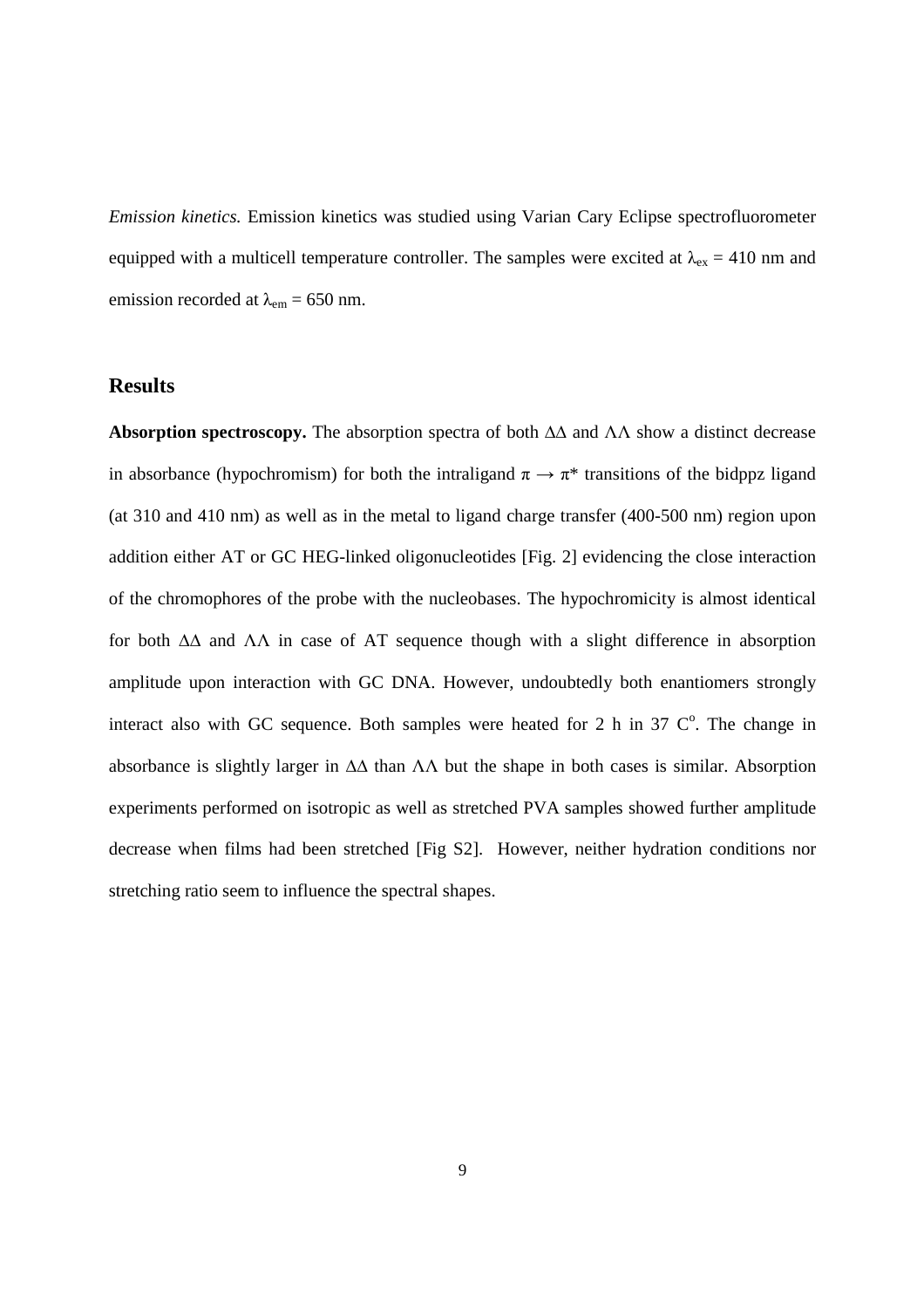*Emission kinetics.* Emission kinetics was studied using Varian Cary Eclipse spectrofluorometer equipped with a multicell temperature controller. The samples were excited at $\lambda_{ex}$ = 410 nm and emission recorded at $\lambda_{em}$ = 650 nm.

## Results

**Absorption spectroscopy.** The absorption spectra of both ΔΔ and ΛΛ show a distinct decrease in absorbance (hypochromism) for both the intraligand $\pi \rightarrow \pi^*$ transitions of the bidppz ligand (at 310 and 410 nm) as well as in the metal to ligand charge transfer (400-500 nm) region upon addition either AT or GC HEG-linked oligonucleotides [Fig. 2] evidencing the close interaction of the chromophores of the probe with the nucleobases. The hypochromicity is almost identical for both ΔΔ and ΛΛ in case of AT sequence though with a slight difference in absorption amplitude upon interaction with GC DNA. However, undoubtedly both enantiomers strongly interact also with GC sequence. Both samples were heated for 2 h in 37 C$^o$. The change in absorbance is slightly larger in ΔΔ than ΛΛ but the shape in both cases is similar. Absorption experiments performed on isotropic as well as stretched PVA samples showed further amplitude decrease when films had been stretched [Fig S2]. However, neither hydration conditions nor stretching ratio seem to influence the spectral shapes.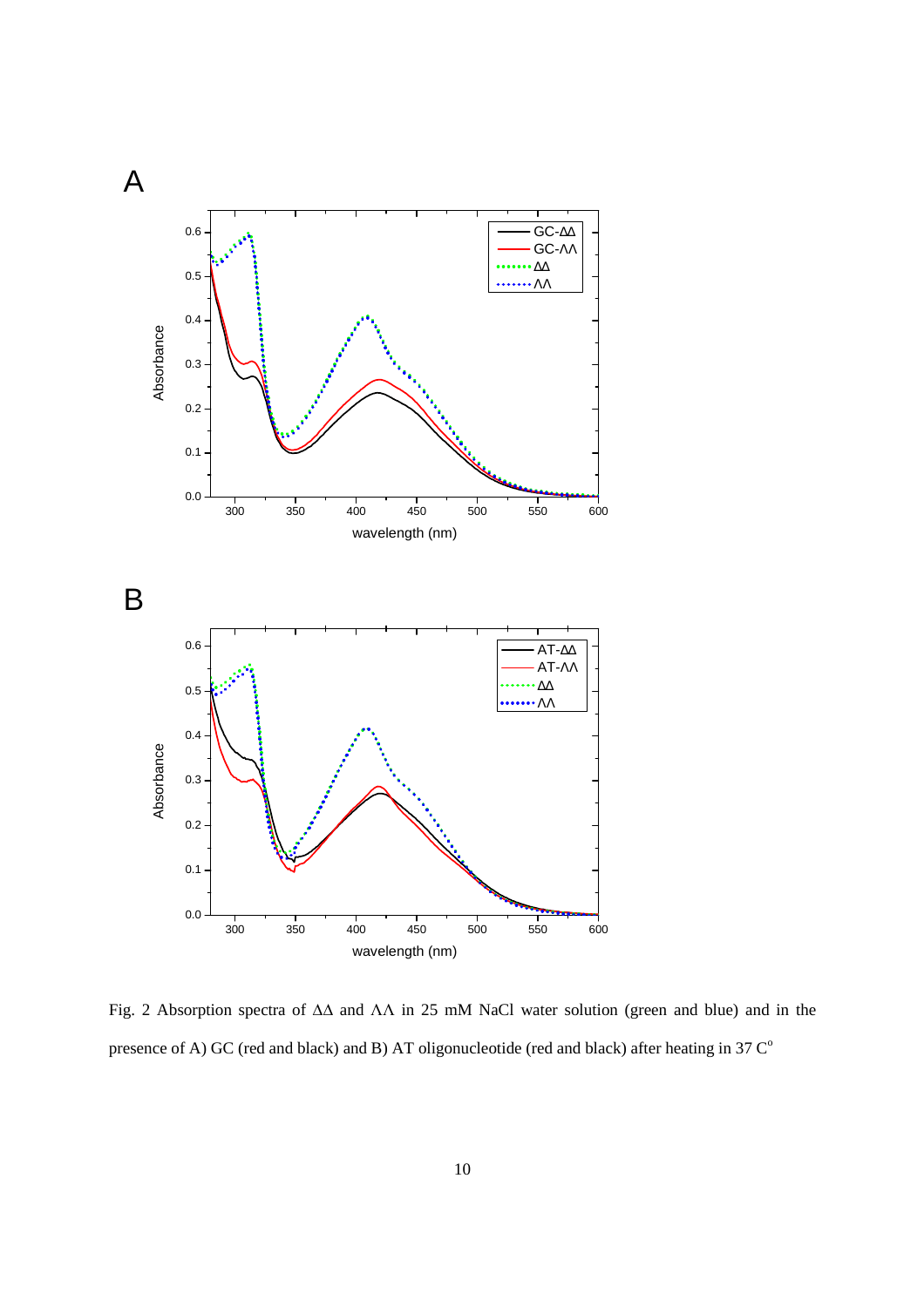A

B

Fig. 2 Absorption spectra of ΔΔ and ΛΛ in 25 mM NaCl water solution (green and blue) and in the presence of A) GC (red and black) and B) AT oligonucleotide (red and black) after heating in 37 C°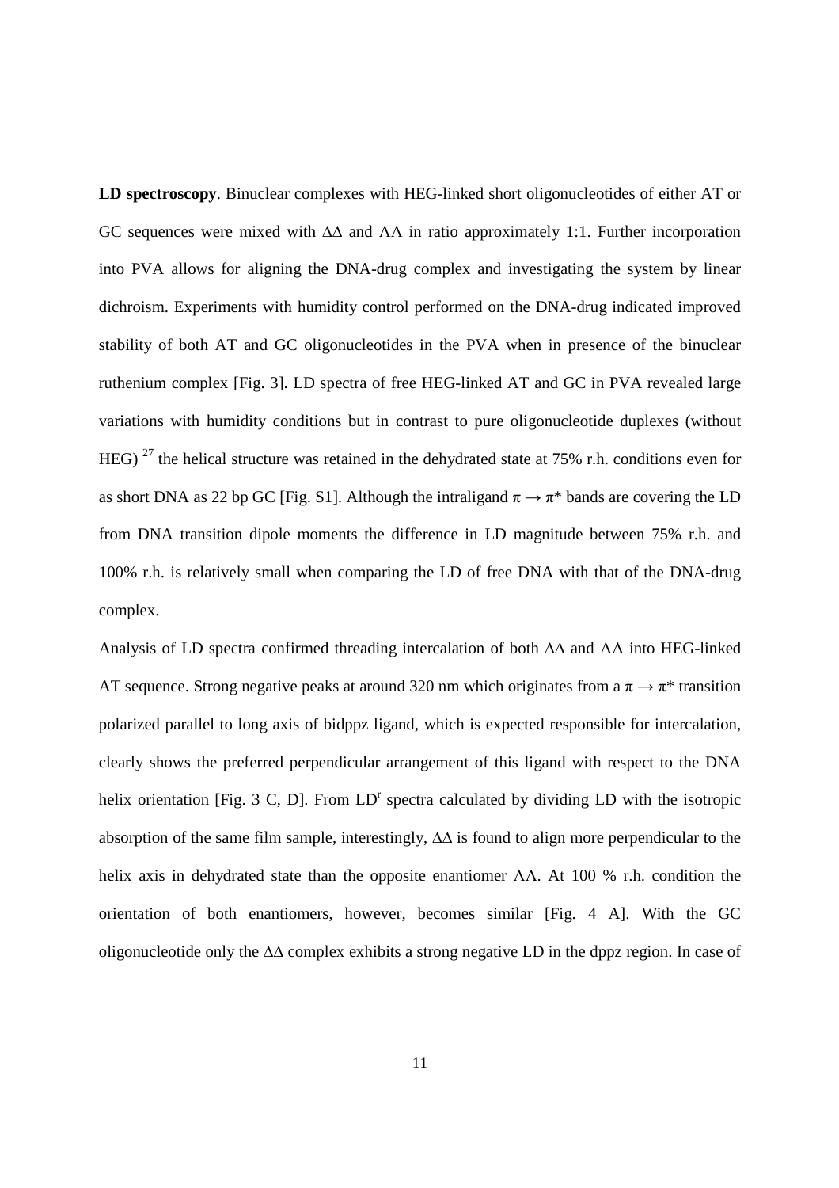**LD spectroscopy**. Binuclear complexes with HEG-linked short oligonucleotides of either AT or GC sequences were mixed with ΔΔ and ΛΛ in ratio approximately 1:1. Further incorporation into PVA allows for aligning the DNA-drug complex and investigating the system by linear dichroism. Experiments with humidity control performed on the DNA-drug indicated improved stability of both AT and GC oligonucleotides in the PVA when in presence of the binuclear ruthenium complex [Fig. 3]. LD spectra of free HEG-linked AT and GC in PVA revealed large variations with humidity conditions but in contrast to pure oligonucleotide duplexes (without HEG) [27] the helical structure was retained in the dehydrated state at 75% r.h. conditions even for as short DNA as 22 bp GC [Fig. S1]. Although the intraligand $\pi \rightarrow \pi^*$ bands are covering the LD from DNA transition dipole moments the difference in LD magnitude between 75% r.h. and 100% r.h. is relatively small when comparing the LD of free DNA with that of the DNA-drug complex.

Analysis of LD spectra confirmed threading intercalation of both ΔΔ and ΛΛ into HEG-linked AT sequence. Strong negative peaks at around 320 nm which originates from a $\pi \rightarrow \pi^*$ transition polarized parallel to long axis of bidppz ligand, which is expected responsible for intercalation, clearly shows the preferred perpendicular arrangement of this ligand with respect to the DNA helix orientation [Fig. 3 C, D]. From $LD^r$ spectra calculated by dividing LD with the isotropic absorption of the same film sample, interestingly, ΔΔ is found to align more perpendicular to the helix axis in dehydrated state than the opposite enantiomer ΛΛ. At 100 % r.h. condition the orientation of both enantiomers, however, becomes similar [Fig. 4 A]. With the GC oligonucleotide only the ΔΔ complex exhibits a strong negative LD in the dppz region. In case of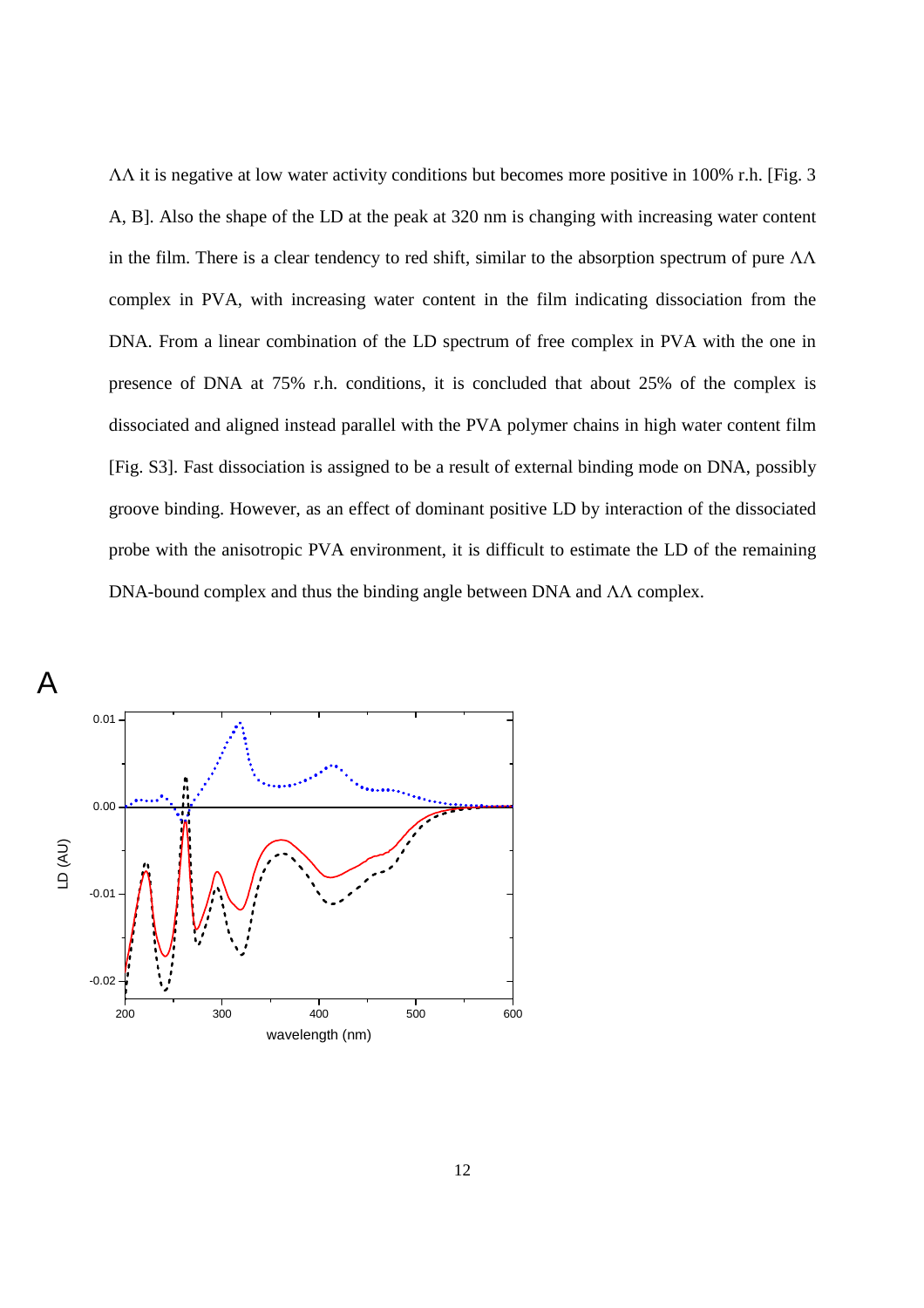ΛΛ it is negative at low water activity conditions but becomes more positive in 100% r.h. [Fig. 3 A, B]. Also the shape of the LD at the peak at 320 nm is changing with increasing water content in the film. There is a clear tendency to red shift, similar to the absorption spectrum of pure ΛΛ complex in PVA, with increasing water content in the film indicating dissociation from the DNA. From a linear combination of the LD spectrum of free complex in PVA with the one in presence of DNA at 75% r.h. conditions, it is concluded that about 25% of the complex is dissociated and aligned instead parallel with the PVA polymer chains in high water content film [Fig. S3]. Fast dissociation is assigned to be a result of external binding mode on DNA, possibly groove binding. However, as an effect of dominant positive LD by interaction of the dissociated probe with the anisotropic PVA environment, it is difficult to estimate the LD of the remaining DNA-bound complex and thus the binding angle between DNA and ΛΛ complex.

A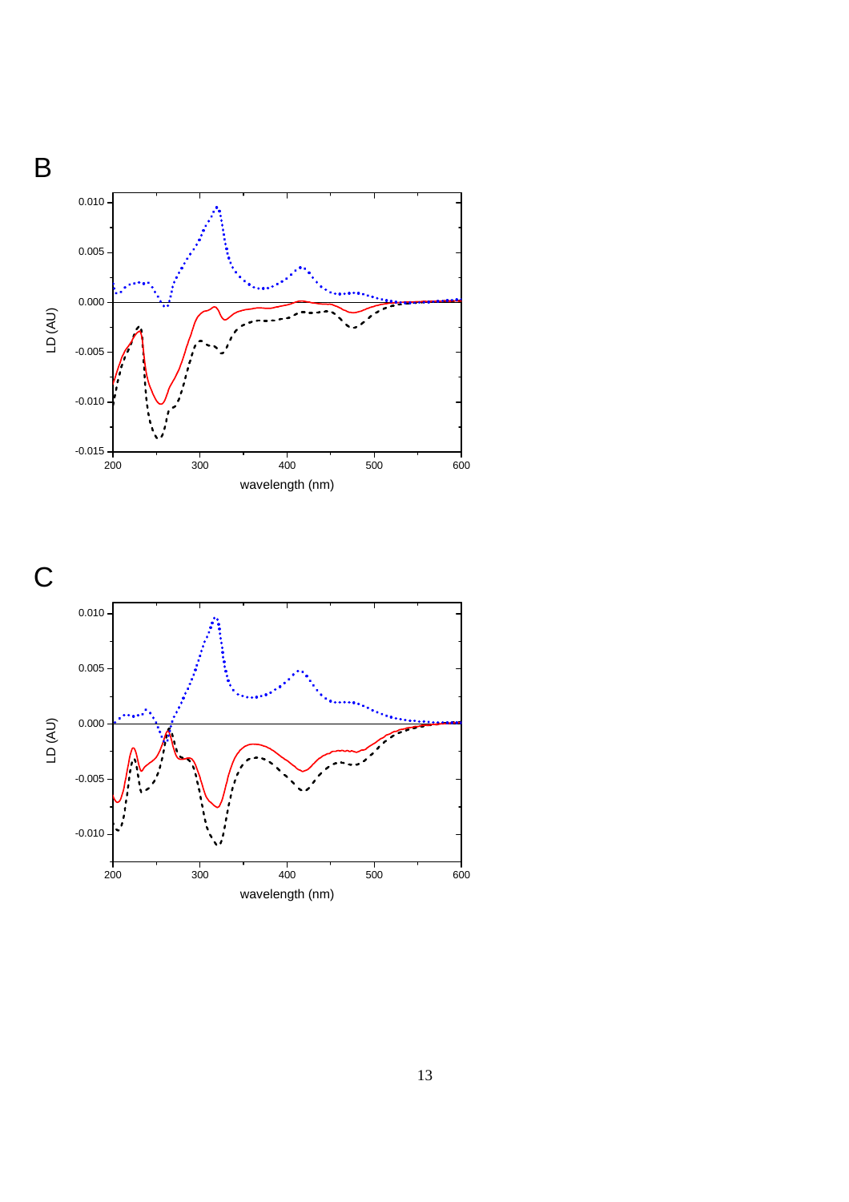B

C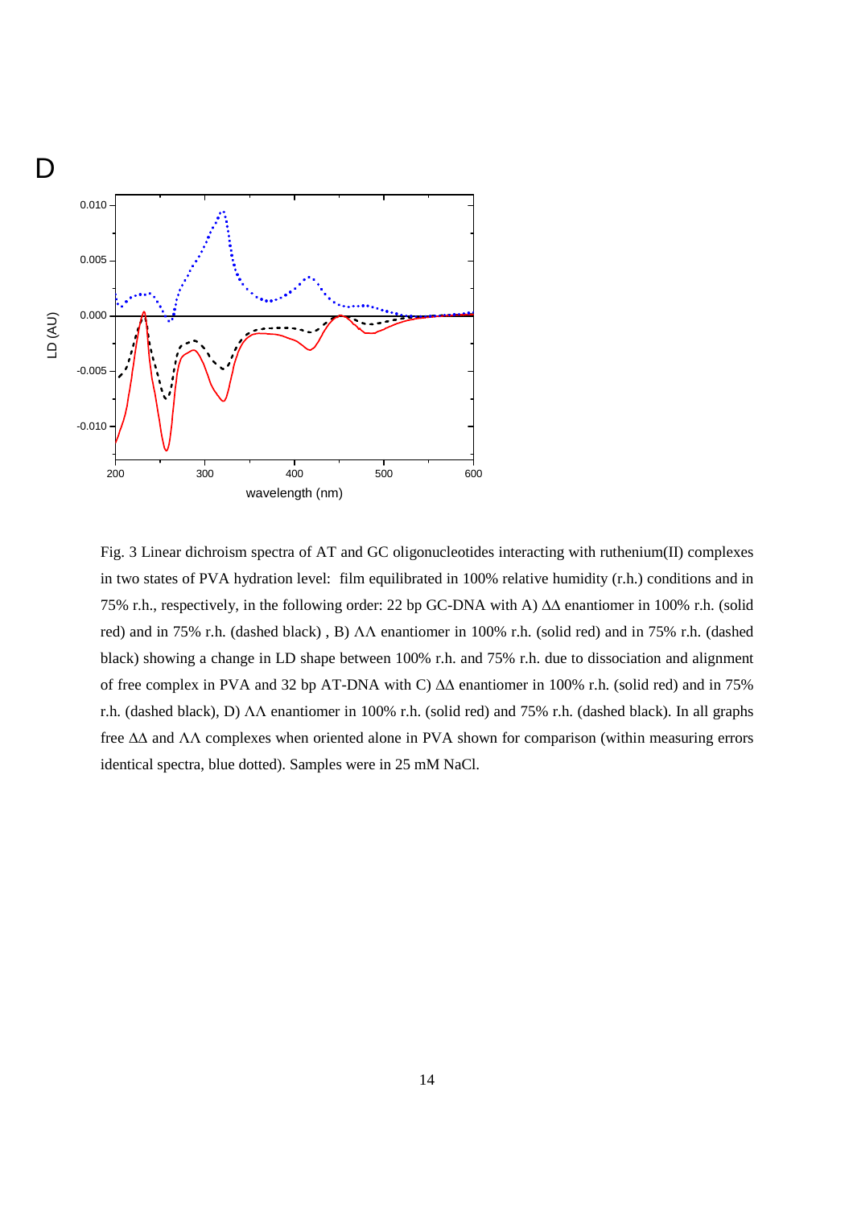Fig. 3 Linear dichroism spectra of AT and GC oligonucleotides interacting with ruthenium(II) complexes in two states of PVA hydration level: film equilibrated in 100% relative humidity (r.h.) conditions and in 75% r.h., respectively, in the following order: 22 bp GC-DNA with A) ΔΔ enantiomer in 100% r.h. (solid red) and in 75% r.h. (dashed black) , B) ΛΛ enantiomer in 100% r.h. (solid red) and in 75% r.h. (dashed black) showing a change in LD shape between 100% r.h. and 75% r.h. due to dissociation and alignment of free complex in PVA and 32 bp AT-DNA with C) ΔΔ enantiomer in 100% r.h. (solid red) and in 75% r.h. (dashed black), D) ΛΛ enantiomer in 100% r.h. (solid red) and 75% r.h. (dashed black). In all graphs free ΔΔ and ΛΛ complexes when oriented alone in PVA shown for comparison (within measuring errors identical spectra, blue dotted). Samples were in 25 mM NaCl.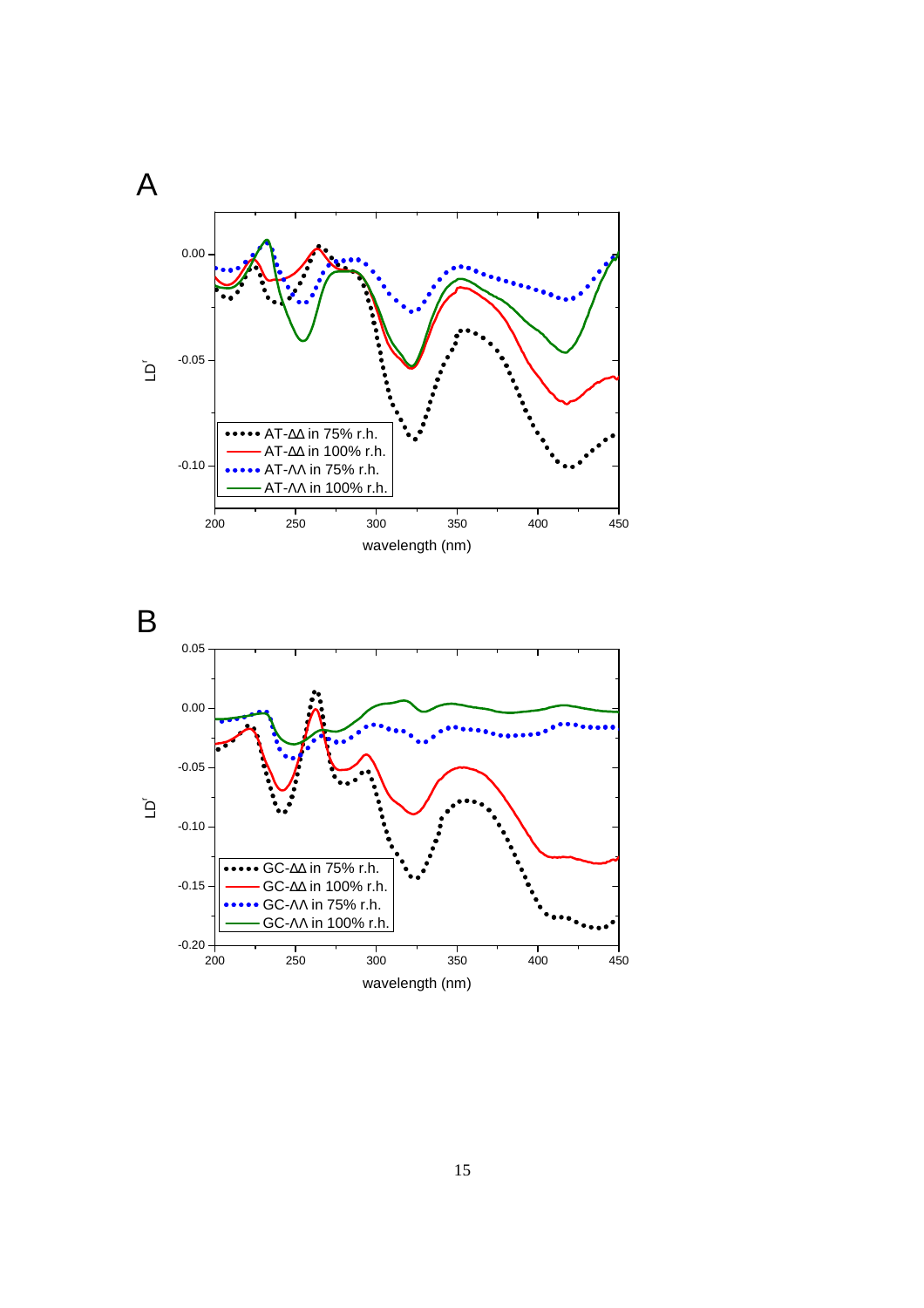A

B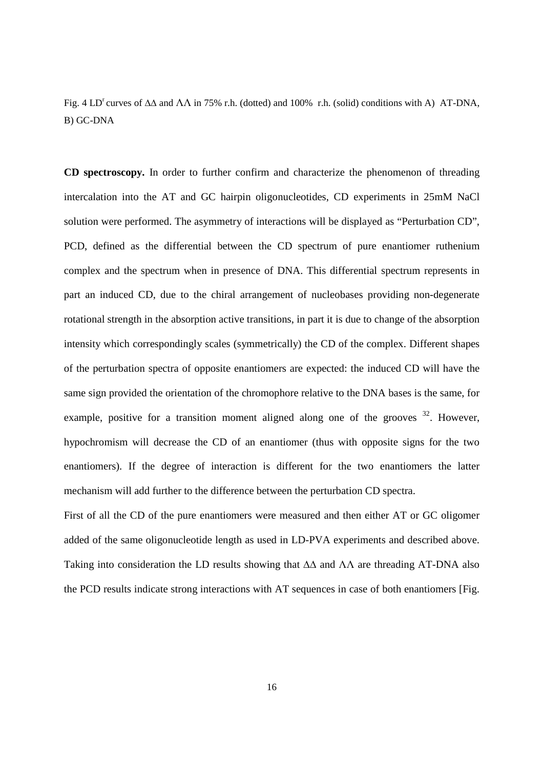Fig. 4 $LD^r$ curves of ΔΔ and ΛΛ in 75% r.h. (dotted) and 100% r.h. (solid) conditions with A) AT-DNA, B) GC-DNA

**CD spectroscopy.** In order to further confirm and characterize the phenomenon of threading intercalation into the AT and GC hairpin oligonucleotides, CD experiments in 25mM NaCl solution were performed. The asymmetry of interactions will be displayed as "Perturbation CD", PCD, defined as the differential between the CD spectrum of pure enantiomer ruthenium complex and the spectrum when in presence of DNA. This differential spectrum represents in part an induced CD, due to the chiral arrangement of nucleobases providing non-degenerate rotational strength in the absorption active transitions, in part it is due to change of the absorption intensity which correspondingly scales (symmetrically) the CD of the complex. Different shapes of the perturbation spectra of opposite enantiomers are expected: the induced CD will have the same sign provided the orientation of the chromophore relative to the DNA bases is the same, for example, positive for a transition moment aligned along one of the grooves [32]. However, hypochromism will decrease the CD of an enantiomer (thus with opposite signs for the two enantiomers). If the degree of interaction is different for the two enantiomers the latter mechanism will add further to the difference between the perturbation CD spectra.

First of all the CD of the pure enantiomers were measured and then either AT or GC oligomer added of the same oligonucleotide length as used in LD-PVA experiments and described above. Taking into consideration the LD results showing that ΔΔ and ΛΛ are threading AT-DNA also the PCD results indicate strong interactions with AT sequences in case of both enantiomers [Fig.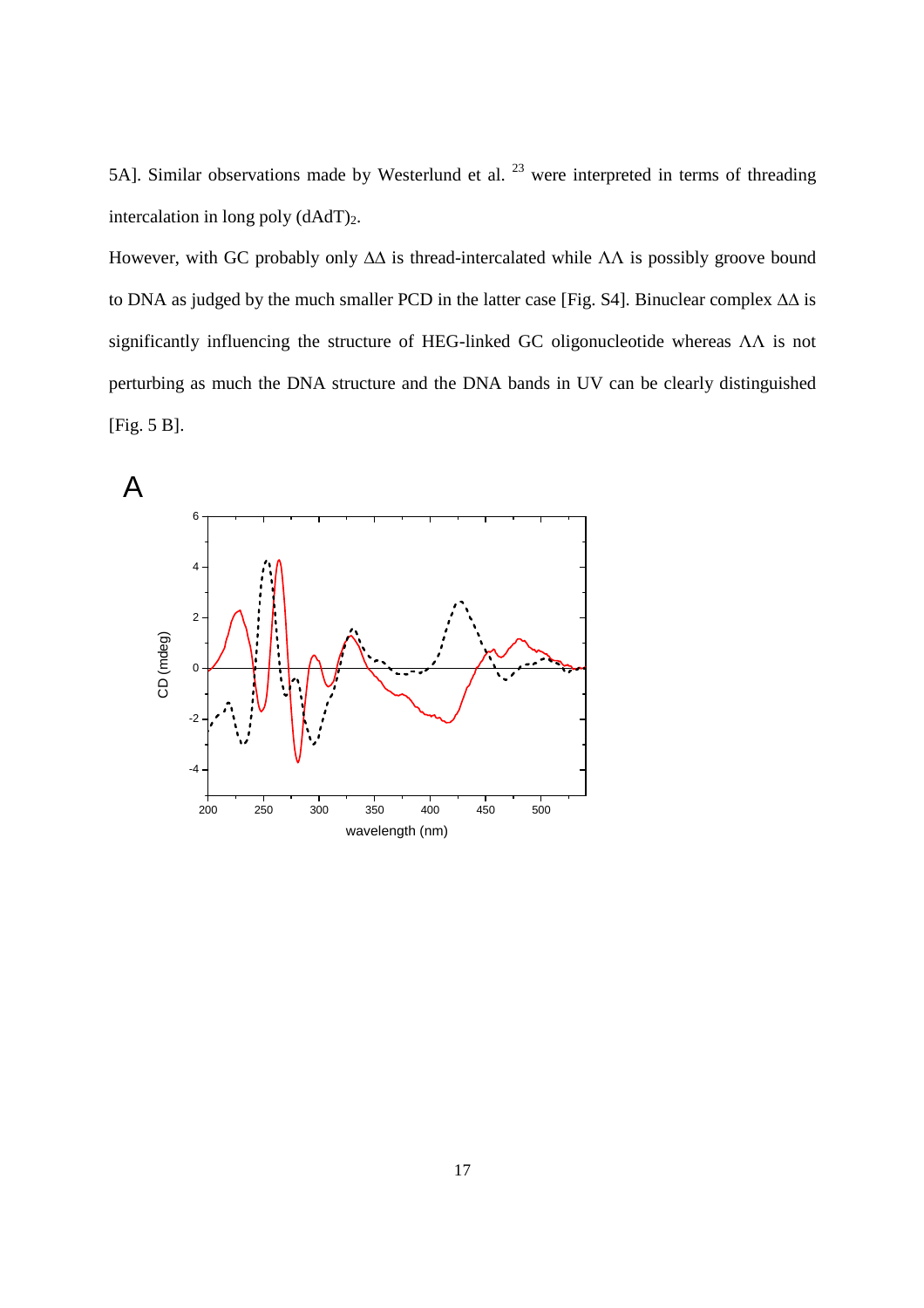5A]. Similar observations made by Westerlund et al. [23] were interpreted in terms of threading intercalation in long poly $(dAdT)_2$.

However, with GC probably only ΔΔ is thread-intercalated while ΛΛ is possibly groove bound to DNA as judged by the much smaller PCD in the latter case [Fig. S4]. Binuclear complex ΔΔ is significantly influencing the structure of HEG-linked GC oligonucleotide whereas ΛΛ is not perturbing as much the DNA structure and the DNA bands in UV can be clearly distinguished [Fig. 5 B].

A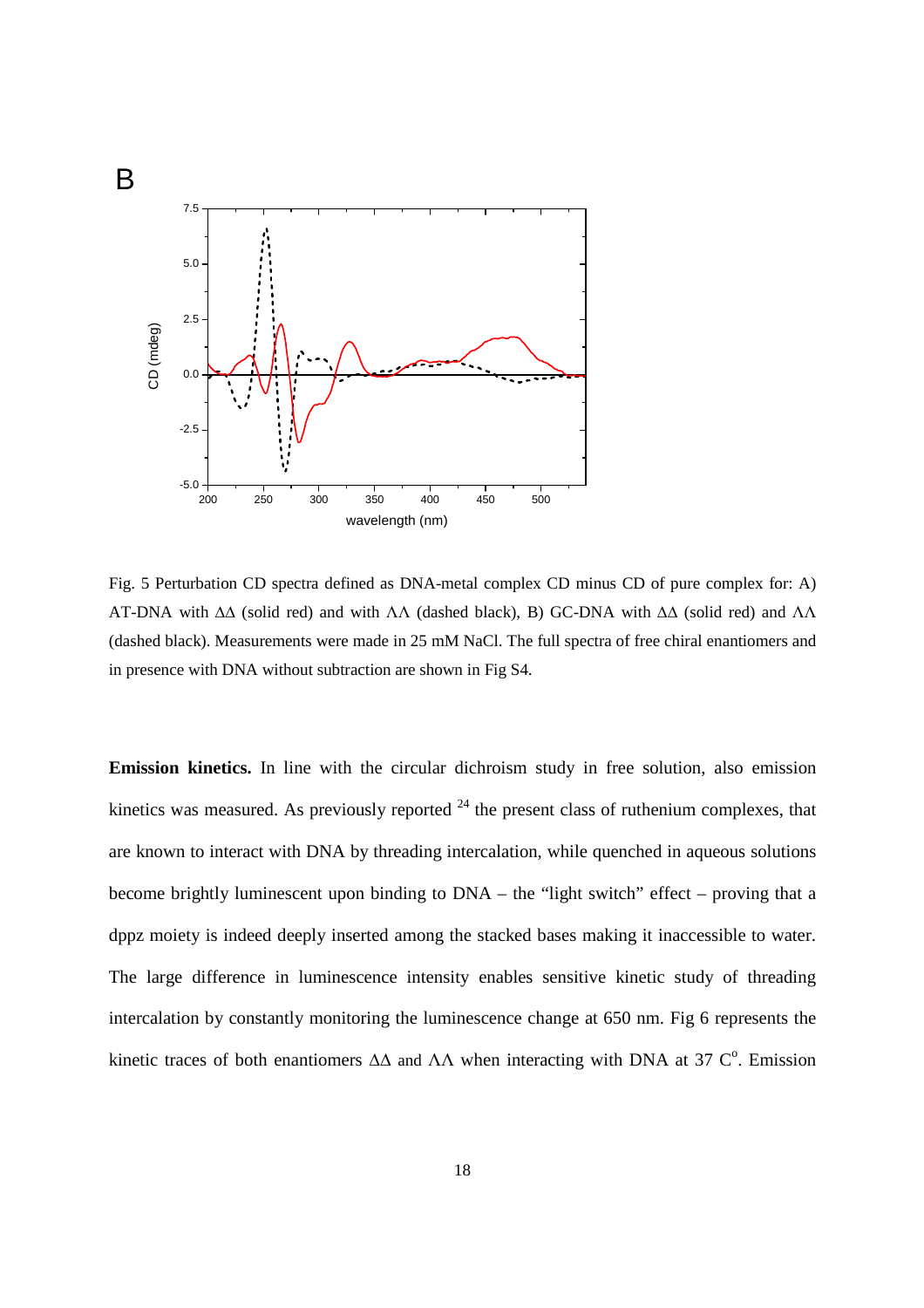Fig. 5 Perturbation CD spectra defined as DNA-metal complex CD minus CD of pure complex for: A) AT-DNA with ΔΔ (solid red) and with ΛΛ (dashed black), B) GC-DNA with ΔΔ (solid red) and ΛΛ (dashed black). Measurements were made in 25 mM NaCl. The full spectra of free chiral enantiomers and in presence with DNA without subtraction are shown in Fig S4.

**Emission kinetics.** In line with the circular dichroism study in free solution, also emission kinetics was measured. As previously reported [24] the present class of ruthenium complexes, that are known to interact with DNA by threading intercalation, while quenched in aqueous solutions become brightly luminescent upon binding to DNA – the "light switch" effect – proving that a dppz moiety is indeed deeply inserted among the stacked bases making it inaccessible to water. The large difference in luminescence intensity enables sensitive kinetic study of threading intercalation by constantly monitoring the luminescence change at 650 nm. Fig 6 represents the kinetic traces of both enantiomers ΔΔ and ΛΛ when interacting with DNA at 37 C$^{o}$. Emission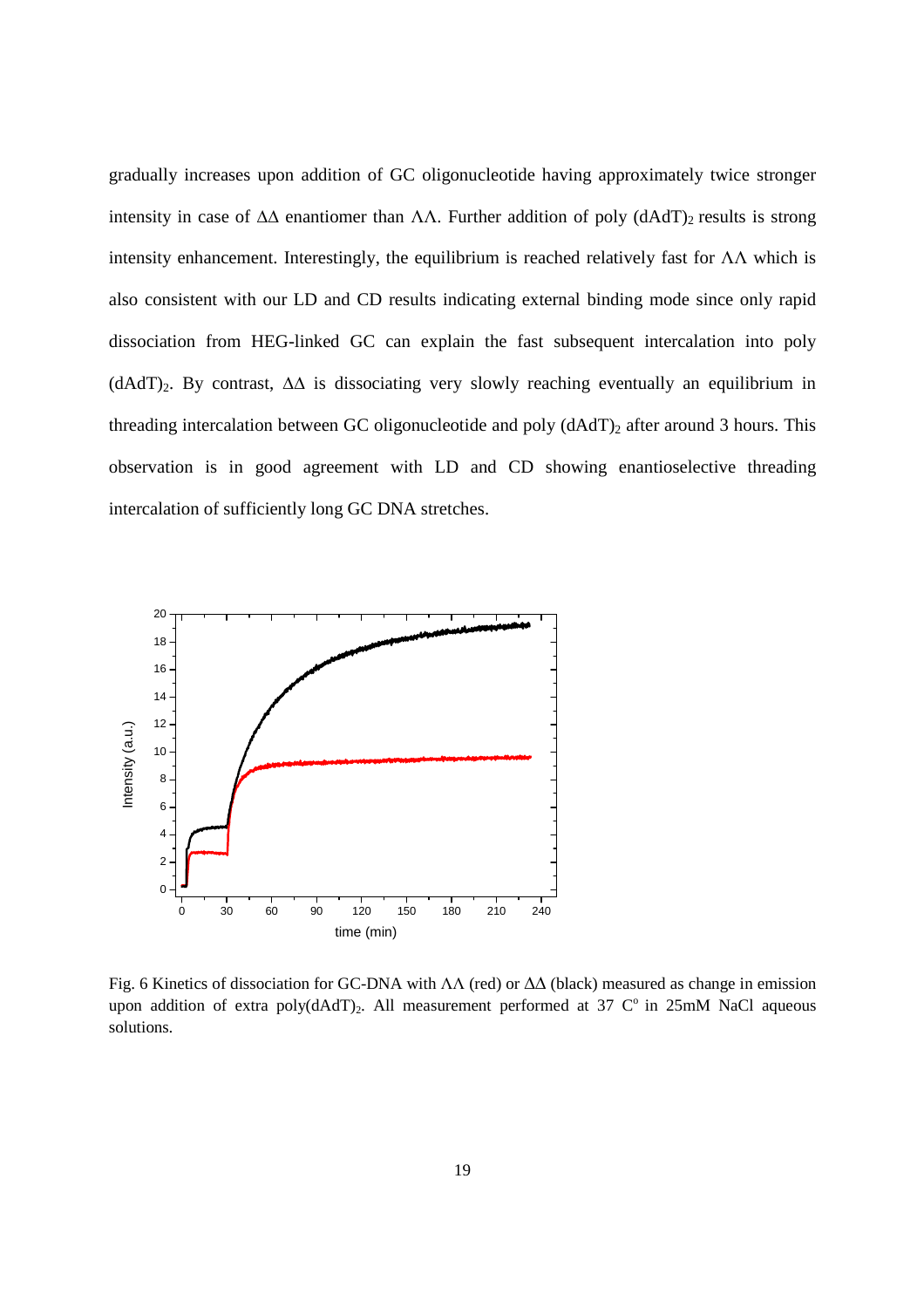gradually increases upon addition of GC oligonucleotide having approximately twice stronger intensity in case of ΔΔ enantiomer than ΛΛ. Further addition of poly $(dAdT)_2$ results is strong intensity enhancement. Interestingly, the equilibrium is reached relatively fast for ΛΛ which is also consistent with our LD and CD results indicating external binding mode since only rapid dissociation from HEG-linked GC can explain the fast subsequent intercalation into poly $(dAdT)_2$. By contrast, ΔΔ is dissociating very slowly reaching eventually an equilibrium in threading intercalation between GC oligonucleotide and poly $(dAdT)_2$ after around 3 hours. This observation is in good agreement with LD and CD showing enantioselective threading intercalation of sufficiently long GC DNA stretches.

Fig. 6 Kinetics of dissociation for GC-DNA with ΛΛ (red) or ΔΔ (black) measured as change in emission upon addition of extra poly$(dAdT)_2$. All measurement performed at 37 C° in 25mM NaCl aqueous solutions.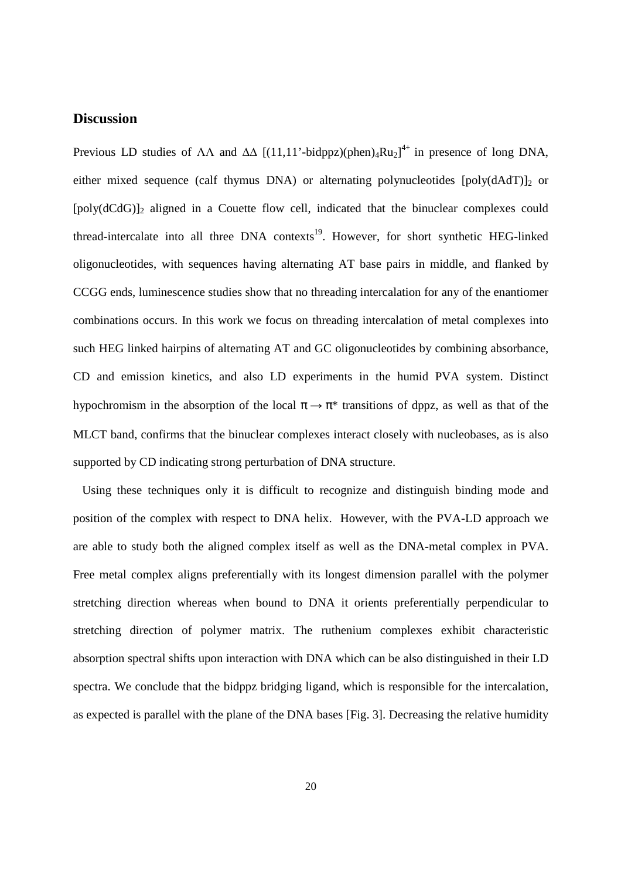## Discussion

Previous LD studies of ΛΛ and ΔΔ $[(11,11'\text{-bidppz})(\text{phen})_4\text{Ru}_2]^{4+}$ in presence of long DNA, either mixed sequence (calf thymus DNA) or alternating polynucleotides $[\text{poly(dAdT)}]_2$ or $[\text{poly(dCdG)}]_2$ aligned in a Couette flow cell, indicated that the binuclear complexes could thread-intercalate into all three DNA contexts[19]. However, for short synthetic HEG-linked oligonucleotides, with sequences having alternating AT base pairs in middle, and flanked by CCGG ends, luminescence studies show that no threading intercalation for any of the enantiomer combinations occurs. In this work we focus on threading intercalation of metal complexes into such HEG linked hairpins of alternating AT and GC oligonucleotides by combining absorbance, CD and emission kinetics, and also LD experiments in the humid PVA system. Distinct hypochromism in the absorption of the local $\pi \rightarrow \pi^*$ transitions of dppz, as well as that of the MLCT band, confirms that the binuclear complexes interact closely with nucleobases, as is also supported by CD indicating strong perturbation of DNA structure.

Using these techniques only it is difficult to recognize and distinguish binding mode and position of the complex with respect to DNA helix. However, with the PVA-LD approach we are able to study both the aligned complex itself as well as the DNA-metal complex in PVA. Free metal complex aligns preferentially with its longest dimension parallel with the polymer stretching direction whereas when bound to DNA it orients preferentially perpendicular to stretching direction of polymer matrix. The ruthenium complexes exhibit characteristic absorption spectral shifts upon interaction with DNA which can be also distinguished in their LD spectra. We conclude that the bidppz bridging ligand, which is responsible for the intercalation, as expected is parallel with the plane of the DNA bases [Fig. 3]. Decreasing the relative humidity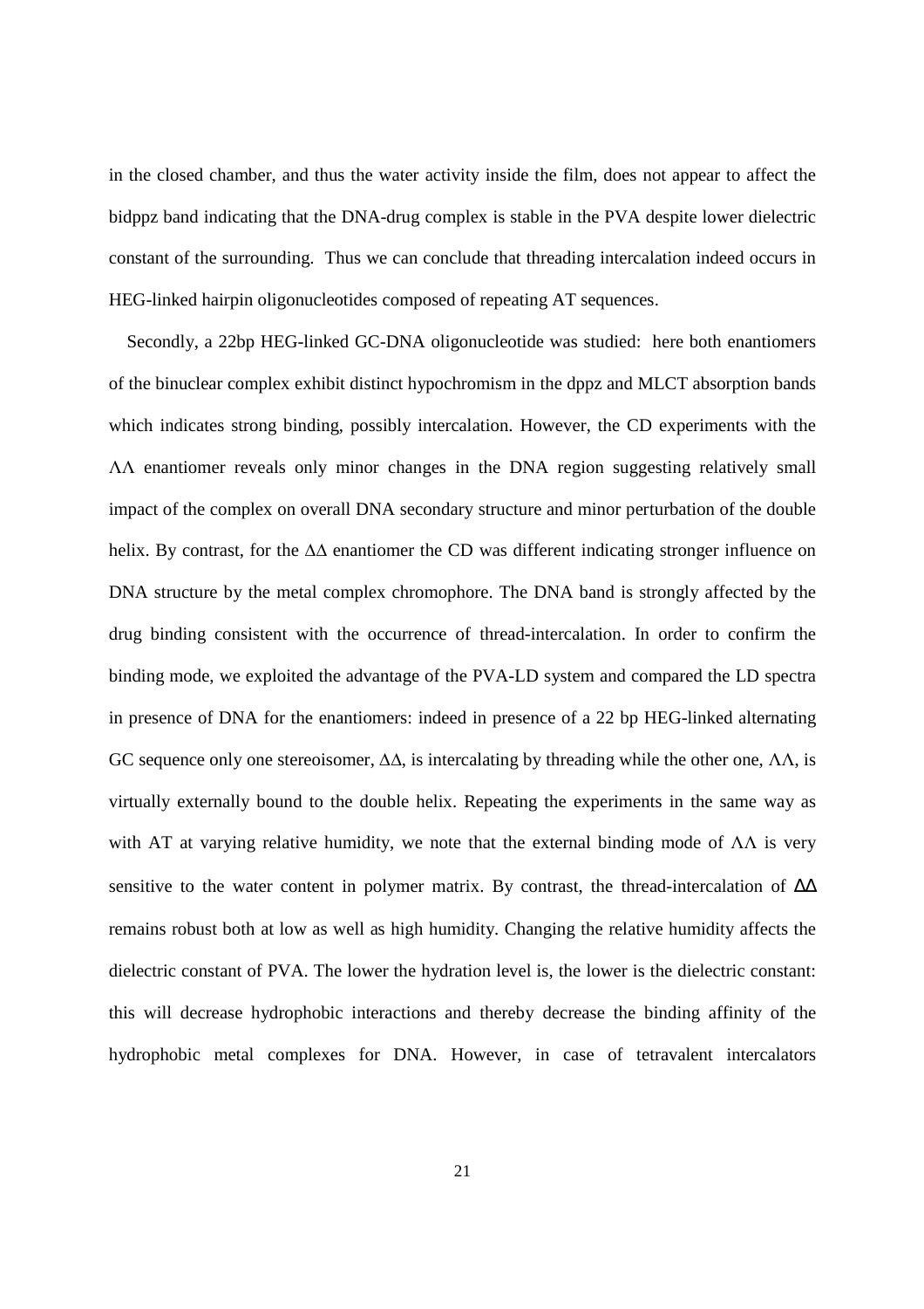in the closed chamber, and thus the water activity inside the film, does not appear to affect the bidppz band indicating that the DNA-drug complex is stable in the PVA despite lower dielectric constant of the surrounding. Thus we can conclude that threading intercalation indeed occurs in HEG-linked hairpin oligonucleotides composed of repeating AT sequences.

Secondly, a 22bp HEG-linked GC-DNA oligonucleotide was studied: here both enantiomers of the binuclear complex exhibit distinct hypochromism in the dppz and MLCT absorption bands which indicates strong binding, possibly intercalation. However, the CD experiments with the ΛΛ enantiomer reveals only minor changes in the DNA region suggesting relatively small impact of the complex on overall DNA secondary structure and minor perturbation of the double helix. By contrast, for the ΔΔ enantiomer the CD was different indicating stronger influence on DNA structure by the metal complex chromophore. The DNA band is strongly affected by the drug binding consistent with the occurrence of thread-intercalation. In order to confirm the binding mode, we exploited the advantage of the PVA-LD system and compared the LD spectra in presence of DNA for the enantiomers: indeed in presence of a 22 bp HEG-linked alternating GC sequence only one stereoisomer, ΔΔ, is intercalating by threading while the other one, ΛΛ, is virtually externally bound to the double helix. Repeating the experiments in the same way as with AT at varying relative humidity, we note that the external binding mode of ΛΛ is very sensitive to the water content in polymer matrix. By contrast, the thread-intercalation of ΔΔ remains robust both at low as well as high humidity. Changing the relative humidity affects the dielectric constant of PVA. The lower the hydration level is, the lower is the dielectric constant: this will decrease hydrophobic interactions and thereby decrease the binding affinity of the hydrophobic metal complexes for DNA. However, in case of tetravalent intercalators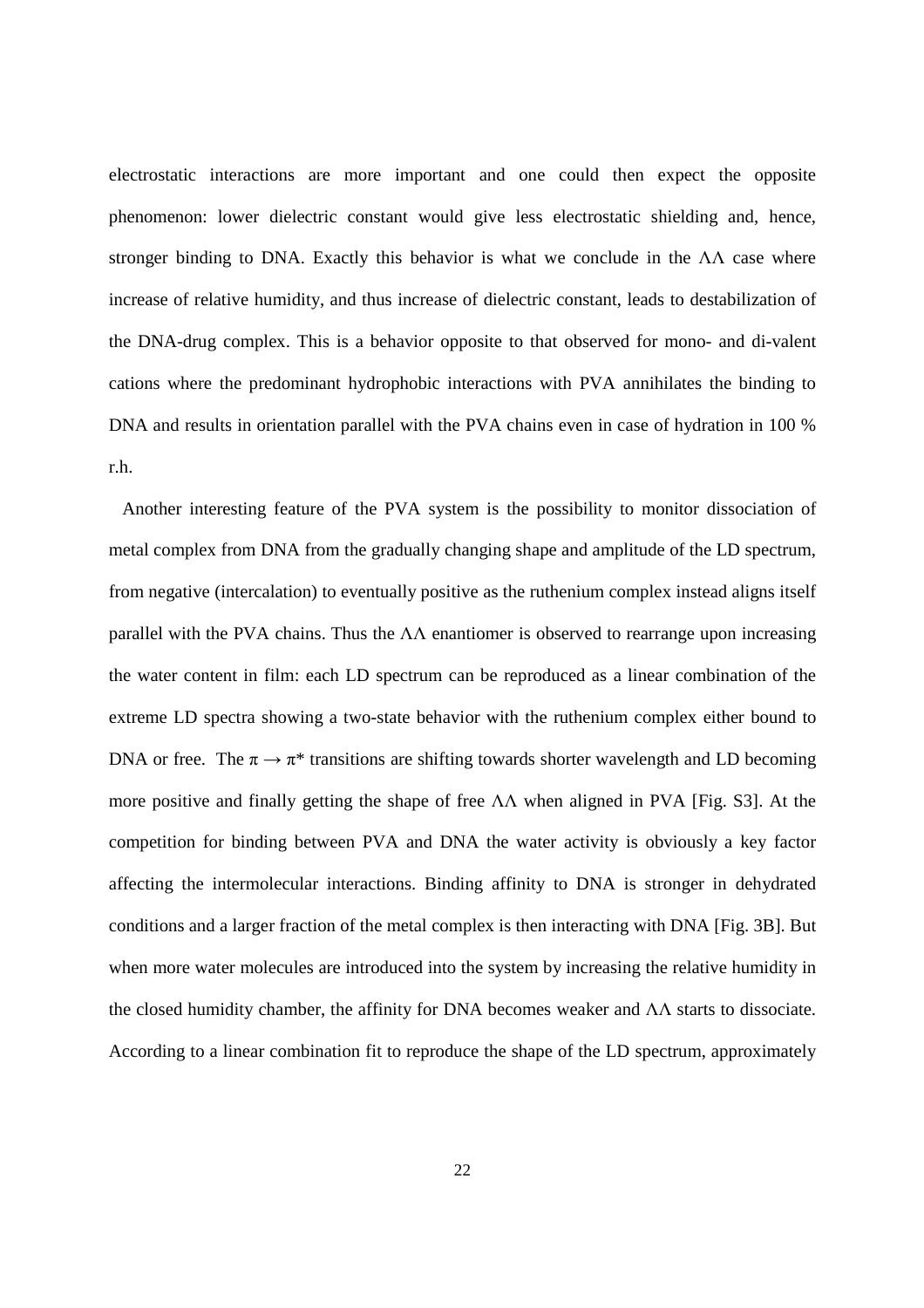electrostatic interactions are more important and one could then expect the opposite phenomenon: lower dielectric constant would give less electrostatic shielding and, hence, stronger binding to DNA. Exactly this behavior is what we conclude in the ΛΛ case where increase of relative humidity, and thus increase of dielectric constant, leads to destabilization of the DNA-drug complex. This is a behavior opposite to that observed for mono- and di-valent cations where the predominant hydrophobic interactions with PVA annihilates the binding to DNA and results in orientation parallel with the PVA chains even in case of hydration in 100 % r.h.

Another interesting feature of the PVA system is the possibility to monitor dissociation of metal complex from DNA from the gradually changing shape and amplitude of the LD spectrum, from negative (intercalation) to eventually positive as the ruthenium complex instead aligns itself parallel with the PVA chains. Thus the ΛΛ enantiomer is observed to rearrange upon increasing the water content in film: each LD spectrum can be reproduced as a linear combination of the extreme LD spectra showing a two-state behavior with the ruthenium complex either bound to DNA or free. The $\pi \rightarrow \pi^*$ transitions are shifting towards shorter wavelength and LD becoming more positive and finally getting the shape of free ΛΛ when aligned in PVA [Fig. S3]. At the competition for binding between PVA and DNA the water activity is obviously a key factor affecting the intermolecular interactions. Binding affinity to DNA is stronger in dehydrated conditions and a larger fraction of the metal complex is then interacting with DNA [Fig. 3B]. But when more water molecules are introduced into the system by increasing the relative humidity in the closed humidity chamber, the affinity for DNA becomes weaker and ΛΛ starts to dissociate. According to a linear combination fit to reproduce the shape of the LD spectrum, approximately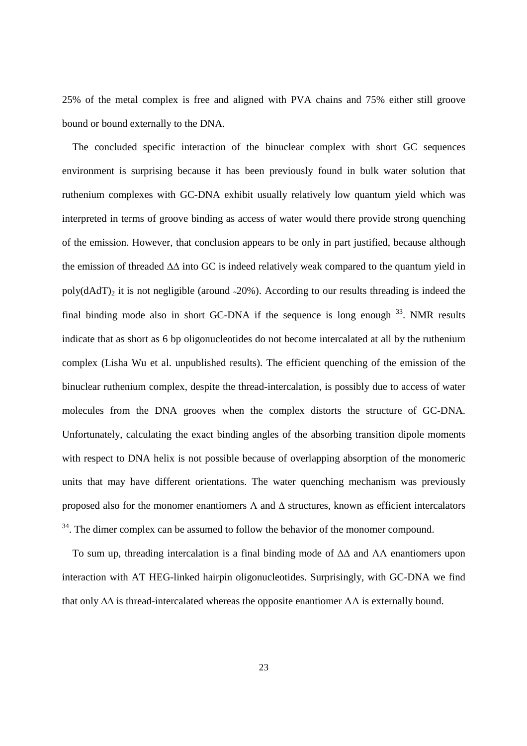25% of the metal complex is free and aligned with PVA chains and 75% either still groove bound or bound externally to the DNA.

The concluded specific interaction of the binuclear complex with short GC sequences environment is surprising because it has been previously found in bulk water solution that ruthenium complexes with GC-DNA exhibit usually relatively low quantum yield which was interpreted in terms of groove binding as access of water would there provide strong quenching of the emission. However, that conclusion appears to be only in part justified, because although the emission of threaded ΔΔ into GC is indeed relatively weak compared to the quantum yield in poly(dAdT)$_2$ it is not negligible (around ~20%). According to our results threading is indeed the final binding mode also in short GC-DNA if the sequence is long enough [33]. NMR results indicate that as short as 6 bp oligonucleotides do not become intercalated at all by the ruthenium complex (Lisha Wu et al. unpublished results). The efficient quenching of the emission of the binuclear ruthenium complex, despite the thread-intercalation, is possibly due to access of water molecules from the DNA grooves when the complex distorts the structure of GC-DNA. Unfortunately, calculating the exact binding angles of the absorbing transition dipole moments with respect to DNA helix is not possible because of overlapping absorption of the monomeric units that may have different orientations. The water quenching mechanism was previously proposed also for the monomer enantiomers Λ and Δ structures, known as efficient intercalators [34]. The dimer complex can be assumed to follow the behavior of the monomer compound.

To sum up, threading intercalation is a final binding mode of ΔΔ and ΛΛ enantiomers upon interaction with AT HEG-linked hairpin oligonucleotides. Surprisingly, with GC-DNA we find that only ΔΔ is thread-intercalated whereas the opposite enantiomer ΛΛ is externally bound.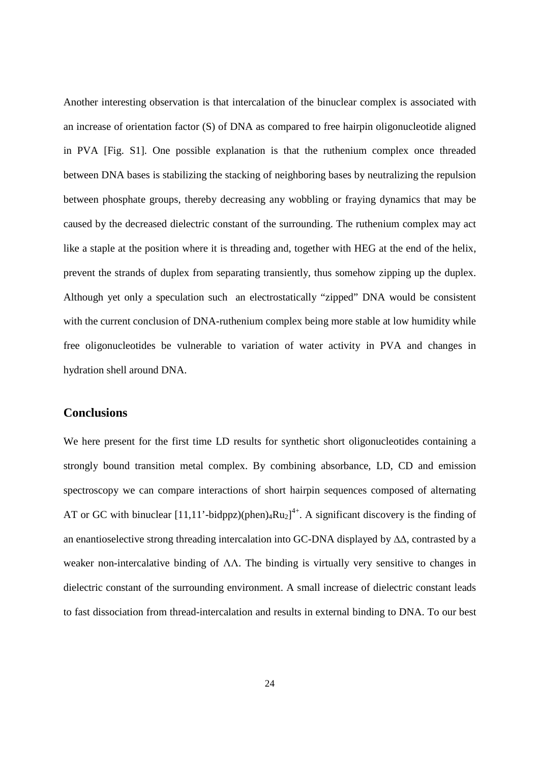Another interesting observation is that intercalation of the binuclear complex is associated with an increase of orientation factor (S) of DNA as compared to free hairpin oligonucleotide aligned in PVA [Fig. S1]. One possible explanation is that the ruthenium complex once threaded between DNA bases is stabilizing the stacking of neighboring bases by neutralizing the repulsion between phosphate groups, thereby decreasing any wobbling or fraying dynamics that may be caused by the decreased dielectric constant of the surrounding. The ruthenium complex may act like a staple at the position where it is threading and, together with HEG at the end of the helix, prevent the strands of duplex from separating transiently, thus somehow zipping up the duplex. Although yet only a speculation such an electrostatically "zipped" DNA would be consistent with the current conclusion of DNA-ruthenium complex being more stable at low humidity while free oligonucleotides be vulnerable to variation of water activity in PVA and changes in hydration shell around DNA.

## Conclusions

We here present for the first time LD results for synthetic short oligonucleotides containing a strongly bound transition metal complex. By combining absorbance, LD, CD and emission spectroscopy we can compare interactions of short hairpin sequences composed of alternating AT or GC with binuclear $[11,11'\text{-bidppz})(\text{phen})_4\text{Ru}_2]^{4+}$. A significant discovery is the finding of an enantioselective strong threading intercalation into GC-DNA displayed by ΔΔ, contrasted by a weaker non-intercalative binding of ΛΛ. The binding is virtually very sensitive to changes in dielectric constant of the surrounding environment. A small increase of dielectric constant leads to fast dissociation from thread-intercalation and results in external binding to DNA. To our best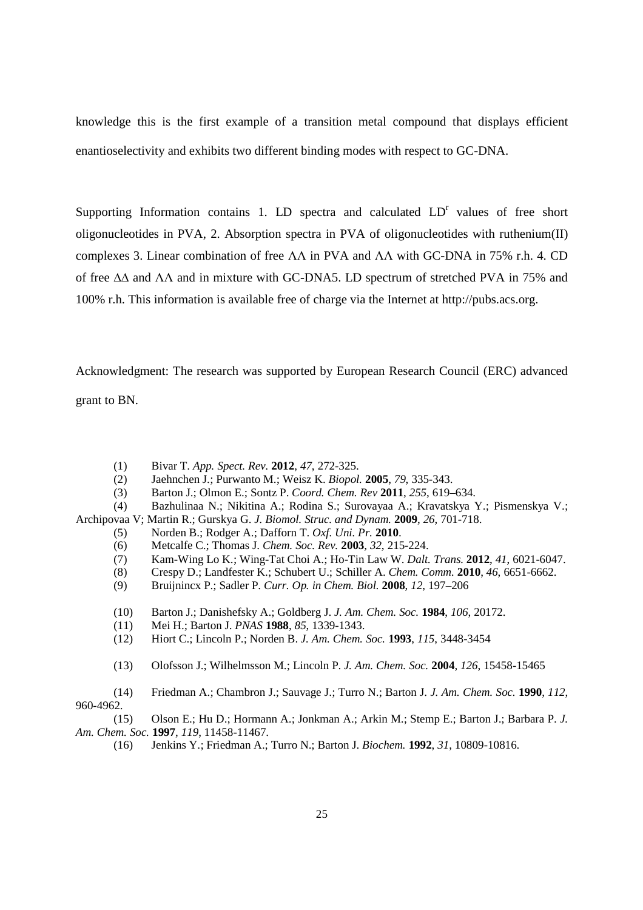knowledge this is the first example of a transition metal compound that displays efficient enantioselectivity and exhibits two different binding modes with respect to GC-DNA.

Supporting Information contains 1. LD spectra and calculated $LD^r$ values of free short oligonucleotides in PVA, 2. Absorption spectra in PVA of oligonucleotides with ruthenium(II) complexes 3. Linear combination of free ΛΛ in PVA and ΛΛ with GC-DNA in 75% r.h. 4. CD of free ΔΔ and ΛΛ and in mixture with GC-DNA5. LD spectrum of stretched PVA in 75% and 100% r.h. This information is available free of charge via the Internet at http://pubs.acs.org.

Acknowledgment: The research was supported by European Research Council (ERC) advanced grant to BN.

(1) Bivar T. *App. Spect. Rev.* **2012**, *47*, 272-325.
(2) Jaehnchen J.; Purwanto M.; Weisz K. *Biopol.* **2005**, *79*, 335-343.
(3) Barton J.; Olmon E.; Sontz P. *Coord. Chem. Rev* **2011**, *255*, 619–634.
(4) Bazhulinaa N.; Nikitina A.; Rodina S.; Surovayaa A.; Kravatskya Y.; Pismenskya V.; Archipovaa V; Martin R.; Gurskya G. *J. Biomol. Struc. and Dynam.* **2009**, *26*, 701-718.
(5) Norden B.; Rodger A.; Dafforn T. *Oxf. Uni. Pr.* **2010**.
(6) Metcalfe C.; Thomas J. *Chem. Soc. Rev.* **2003**, *32*, 215-224.
(7) Kam-Wing Lo K.; Wing-Tat Choi A.; Ho-Tin Law W. *Dalt. Trans.* **2012**, *41*, 6021-6047.
(8) Crespy D.; Landfester K.; Schubert U.; Schiller A. *Chem. Comm.* **2010**, *46*, 6651-6662.
(9) Bruijnincx P.; Sadler P. *Curr. Op. in Chem. Biol.* **2008**, *12*, 197–206
(10) Barton J.; Danishefsky A.; Goldberg J. *J. Am. Chem. Soc.* **1984**, *106*, 20172.
(11) Mei H.; Barton J. *PNAS* **1988**, *85*, 1339-1343.
(12) Hiort C.; Lincoln P.; Norden B. *J. Am. Chem. Soc.* **1993**, *115*, 3448-3454
(13) Olofsson J.; Wilhelmsson M.; Lincoln P. *J. Am. Chem. Soc.* **2004**, *126*, 15458-15465
(14) Friedman A.; Chambron J.; Sauvage J.; Turro N.; Barton J. *J. Am. Chem. Soc.* **1990**, *112*, 960-4962.
(15) Olson E.; Hu D.; Hormann A.; Jonkman A.; Arkin M.; Stemp E.; Barton J.; Barbara P. *J. Am. Chem. Soc.* **1997**, *119*, 11458-11467.
(16) Jenkins Y.; Friedman A.; Turro N.; Barton J. *Biochem.* **1992**, *31*, 10809-10816.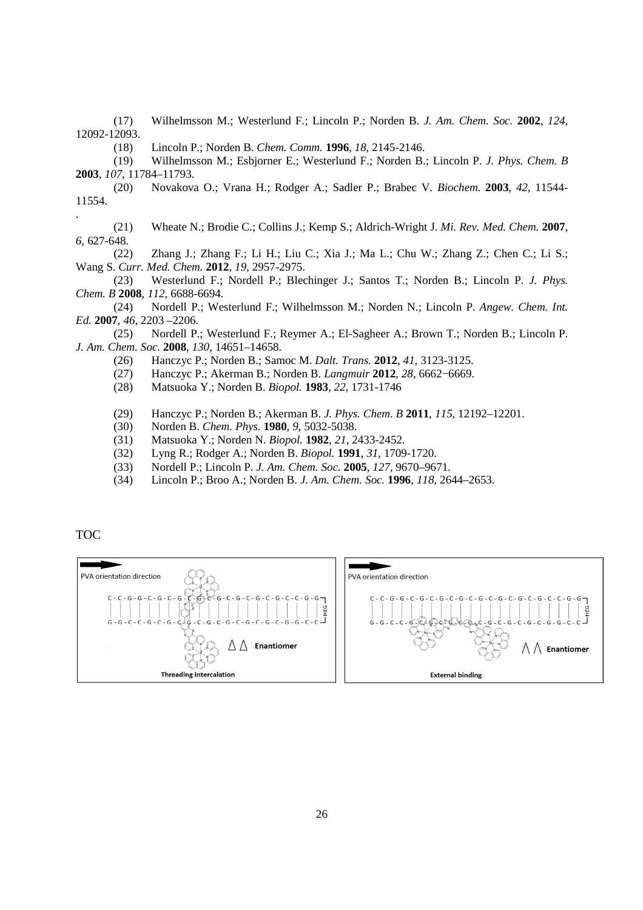(17) Wilhelmsson M.; Westerlund F.; Lincoln P.; Norden B. *J. Am. Chem. Soc.* **2002**, *124*, 12092-12093.

(18) Lincoln P.; Norden B. *Chem. Comm.* **1996**, *18*, 2145-2146.

(19) Wilhelmsson M.; Esbjorner E.; Westerlund F.; Norden B.; Lincoln P. *J. Phys. Chem. B* **2003**, *107*, 11784–11793.

(20) Novakova O.; Vrana H.; Rodger A.; Sadler P.; Brabec V. *Biochem.* **2003**, *42*, 11544-11554.

.

(21) Wheate N.; Brodie C.; Collins J.; Kemp S.; Aldrich-Wright J. *Mi. Rev. Med. Chem.* **2007**, *6*, 627-648.

(22) Zhang J.; Zhang F.; Li H.; Liu C.; Xia J.; Ma L.; Chu W.; Zhang Z.; Chen C.; Li S.; Wang S. *Curr. Med. Chem.* **2012**, *19*, 2957-2975.

(23) Westerlund F.; Nordell P.; Blechinger J.; Santos T.; Norden B.; Lincoln P. *J. Phys. Chem. B* **2008**, *112*, 6688-6694.

(24) Nordell P.; Westerlund F.; Wilhelmsson M.; Norden N.; Lincoln P. *Angew. Chem. Int. Ed.* **2007**, *46*, 2203 –2206.

(25) Nordell P.; Westerlund F.; Reymer A.; El-Sagheer A.; Brown T.; Norden B.; Lincoln P. *J. Am. Chem. Soc.* **2008**, *130*, 14651–14658.

(26) Hanczyc P.; Norden B.; Samoc M. *Dalt. Trans.* **2012**, *41*, 3123-3125.

(27) Hanczyc P.; Akerman B.; Norden B. *Langmuir* **2012**, *28*, 6662−6669.

(28) Matsuoka Y.; Norden B. *Biopol.* **1983**, *22*, 1731-1746

(29) Hanczyc P.; Norden B.; Akerman B. *J. Phys. Chem. B* **2011**, *115*, 12192–12201.

(30) Norden B. *Chem. Phys.* **1980**, *9*, 5032-5038.

(31) Matsuoka Y.; Norden N. *Biopol.* **1982**, *21*, 2433-2452.

(32) Lyng R.; Rodger A.; Norden B. *Biopol.* **1991**, *31*, 1709-1720.

(33) Nordell P.; Lincoln P. *J. Am. Chem. Soc.* **2005**, *127*, 9670–9671.

(34) Lincoln P.; Broo A.; Norden B. *J. Am. Chem. Soc.* **1996**, *118*, 2644–2653.

TOC

PVA orientation direction

C-C-G-G-C-G-C-G-C-G-C-G-C-G-C-G-C-C-G-G

G-G-C-C-G-C-G-C-G-C-G-C-G-C-G-C-G-G-C-C

HEG

ΔΔ Enantiomer

Threading intercalation

PVA orientation direction

C-C-G-G-C-G-C-G-C-G-C-G-C-G-C-G-C-C-G-G

G-G-C-C-G-C-G-C-G-C-G-C-G-C-G-C-G-G-C-C

HEG

ΛΛ Enantiomer

External binding